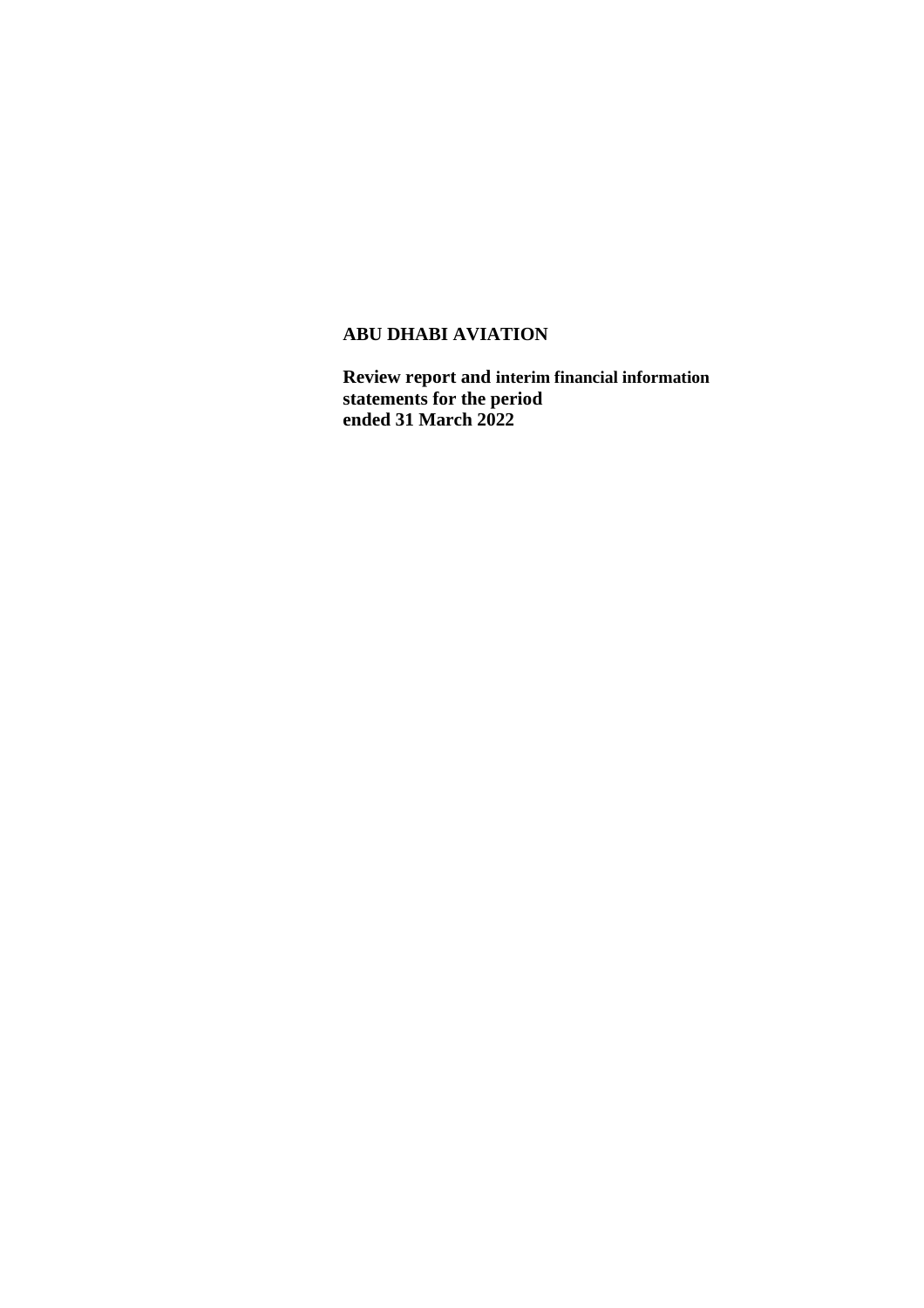**ABU DHABI AVIATION**

**Review report and interim financial information statements for the period ended 31 March 2022**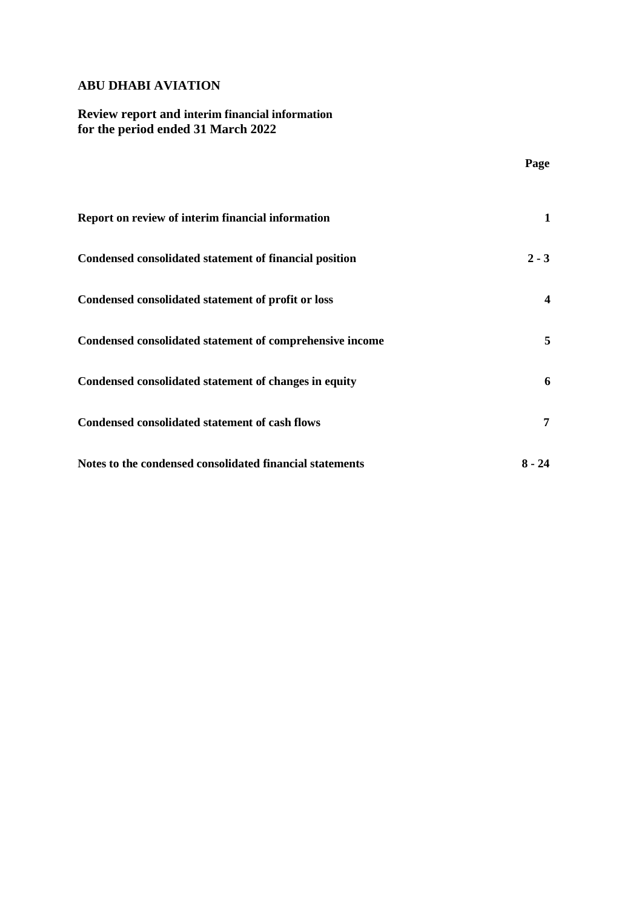# ABU DHABI AVIATION

## Review report and interim financial information for the period ended 31 March 2022

| | Page |
|---|---|
| **Report on review of interim financial information** | **1** |
| **Condensed consolidated statement of financial position** | **2 - 3** |
| **Condensed consolidated statement of profit or loss** | **4** |
| **Condensed consolidated statement of comprehensive income** | **5** |
| **Condensed consolidated statement of changes in equity** | **6** |
| **Condensed consolidated statement of cash flows** | **7** |
| **Notes to the condensed consolidated financial statements** | **8 - 24** |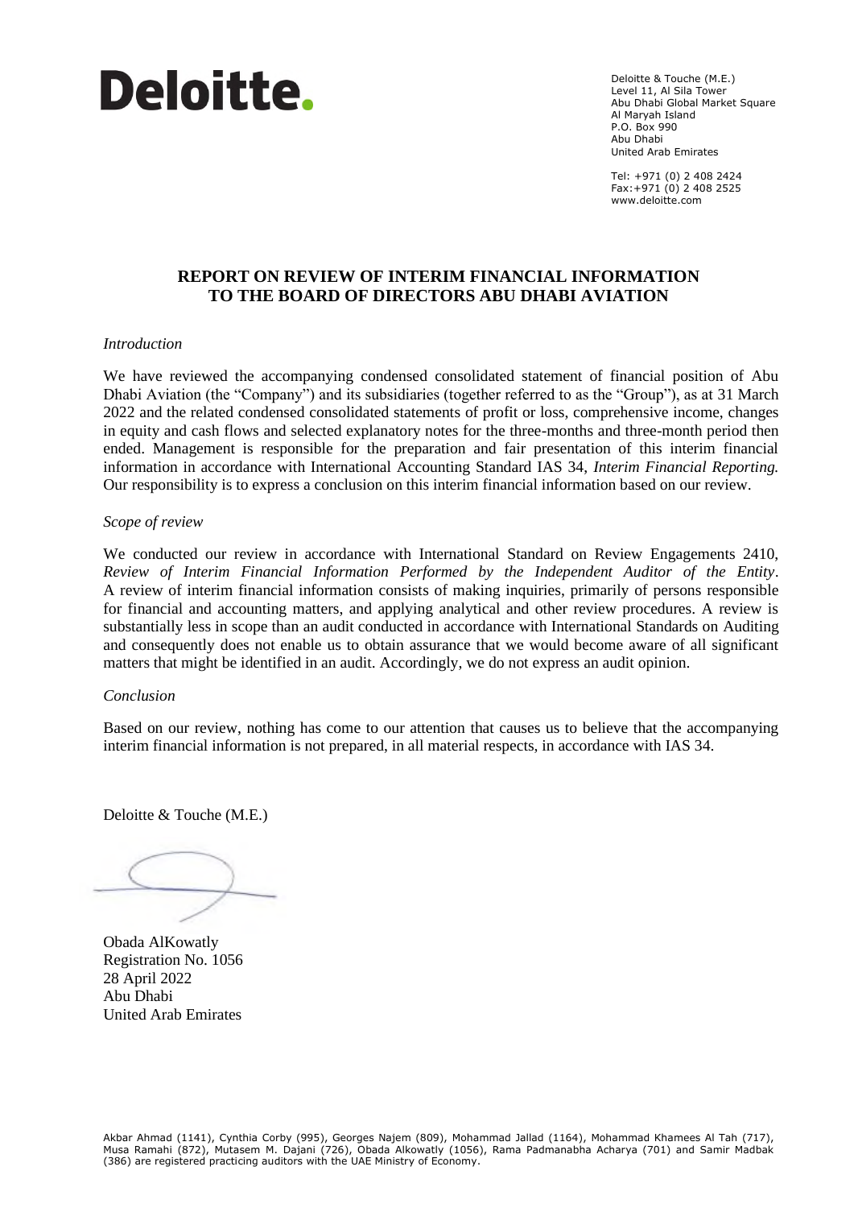**Deloitte.**

Deloitte & Touche (M.E.)
Level 11, Al Sila Tower
Abu Dhabi Global Market Square
Al Maryah Island
P.O. Box 990
Abu Dhabi
United Arab Emirates

Tel: +971 (0) 2 408 2424
Fax:+971 (0) 2 408 2525
www.deloitte.com

## REPORT ON REVIEW OF INTERIM FINANCIAL INFORMATION TO THE BOARD OF DIRECTORS ABU DHABI AVIATION

*Introduction*

We have reviewed the accompanying condensed consolidated statement of financial position of Abu Dhabi Aviation (the "Company") and its subsidiaries (together referred to as the "Group"), as at 31 March 2022 and the related condensed consolidated statements of profit or loss, comprehensive income, changes in equity and cash flows and selected explanatory notes for the three-months and three-month period then ended. Management is responsible for the preparation and fair presentation of this interim financial information in accordance with International Accounting Standard IAS 34, *Interim Financial Reporting.* Our responsibility is to express a conclusion on this interim financial information based on our review.

*Scope of review*

We conducted our review in accordance with International Standard on Review Engagements 2410, *Review of Interim Financial Information Performed by the Independent Auditor of the Entity*. A review of interim financial information consists of making inquiries, primarily of persons responsible for financial and accounting matters, and applying analytical and other review procedures. A review is substantially less in scope than an audit conducted in accordance with International Standards on Auditing and consequently does not enable us to obtain assurance that we would become aware of all significant matters that might be identified in an audit. Accordingly, we do not express an audit opinion.

*Conclusion*

Based on our review, nothing has come to our attention that causes us to believe that the accompanying interim financial information is not prepared, in all material respects, in accordance with IAS 34.

Deloitte & Touche (M.E.)

Obada AlKowatly
Registration No. 1056
28 April 2022
Abu Dhabi
United Arab Emirates

Akbar Ahmad (1141), Cynthia Corby (995), Georges Najem (809), Mohammad Jallad (1164), Mohammad Khamees Al Tah (717), Musa Ramahi (872), Mutasem M. Dajani (726), Obada Alkowatly (1056), Rama Padmanabha Acharya (701) and Samir Madbak (386) are registered practicing auditors with the UAE Ministry of Economy.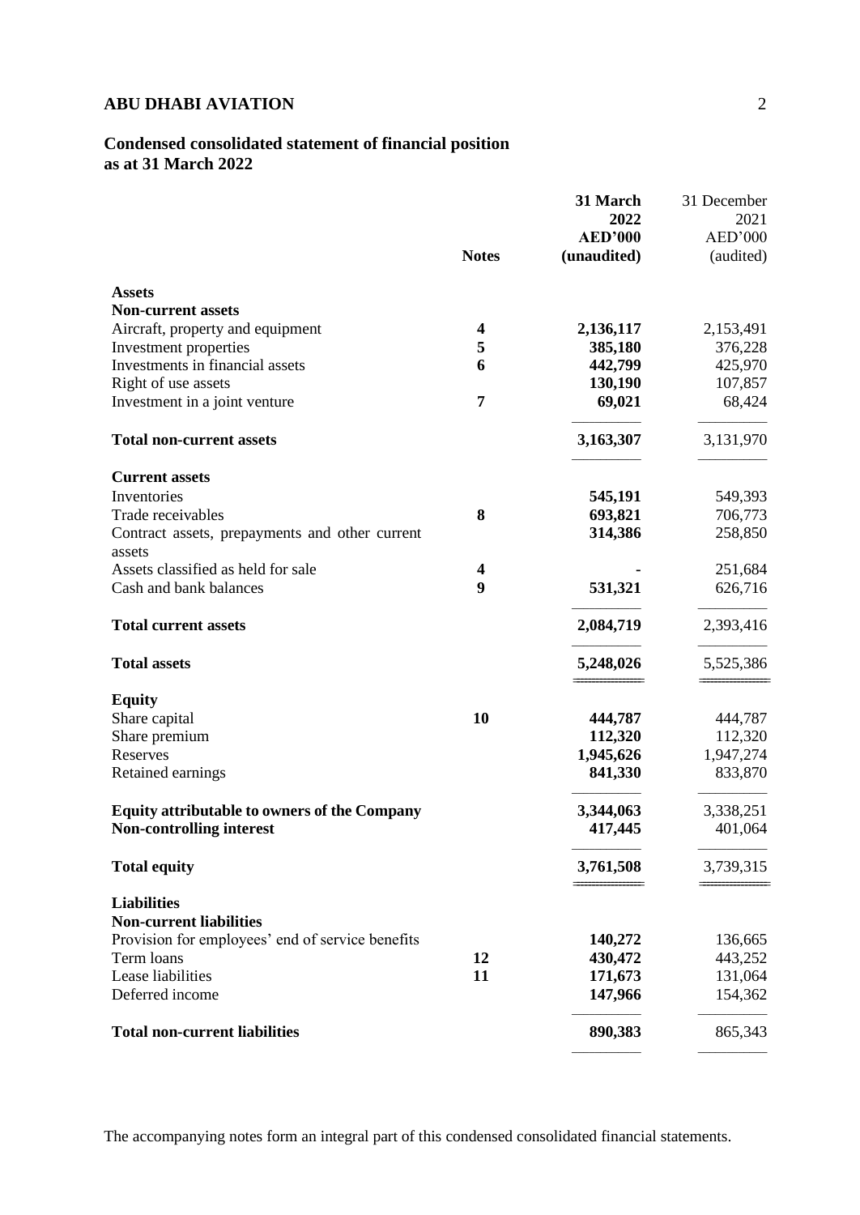# ABU DHABI AVIATION

## Condensed consolidated statement of financial position as at 31 March 2022

| | Notes | 31 March 2022 AED'000 (unaudited) | 31 December 2021 AED'000 (audited) |
|---|---|---|---|
| **Assets** | | | |
| **Non-current assets** | | | |
| Aircraft, property and equipment | **4** | **2,136,117** | 2,153,491 |
| Investment properties | **5** | **385,180** | 376,228 |
| Investments in financial assets | **6** | **442,799** | 425,970 |
| Right of use assets | | **130,190** | 107,857 |
| Investment in a joint venture | **7** | **69,021** | 68,424 |
| **Total non-current assets** | | **3,163,307** | 3,131,970 |
| **Current assets** | | | |
| Inventories | | **545,191** | 549,393 |
| Trade receivables | **8** | **693,821** | 706,773 |
| Contract assets, prepayments and other current assets | | **314,386** | 258,850 |
| Assets classified as held for sale | **4** | **-** | 251,684 |
| Cash and bank balances | **9** | **531,321** | 626,716 |
| **Total current assets** | | **2,084,719** | 2,393,416 |
| **Total assets** | | **5,248,026** | 5,525,386 |
| **Equity** | | | |
| Share capital | **10** | **444,787** | 444,787 |
| Share premium | | **112,320** | 112,320 |
| Reserves | | **1,945,626** | 1,947,274 |
| Retained earnings | | **841,330** | 833,870 |
| **Equity attributable to owners of the Company** | | **3,344,063** | 3,338,251 |
| **Non-controlling interest** | | **417,445** | 401,064 |
| **Total equity** | | **3,761,508** | 3,739,315 |
| **Liabilities** | | | |
| **Non-current liabilities** | | | |
| Provision for employees' end of service benefits | | **140,272** | 136,665 |
| Term loans | **12** | **430,472** | 443,252 |
| Lease liabilities | **11** | **171,673** | 131,064 |
| Deferred income | | **147,966** | 154,362 |
| **Total non-current liabilities** | | **890,383** | 865,343 |

The accompanying notes form an integral part of this condensed consolidated financial statements.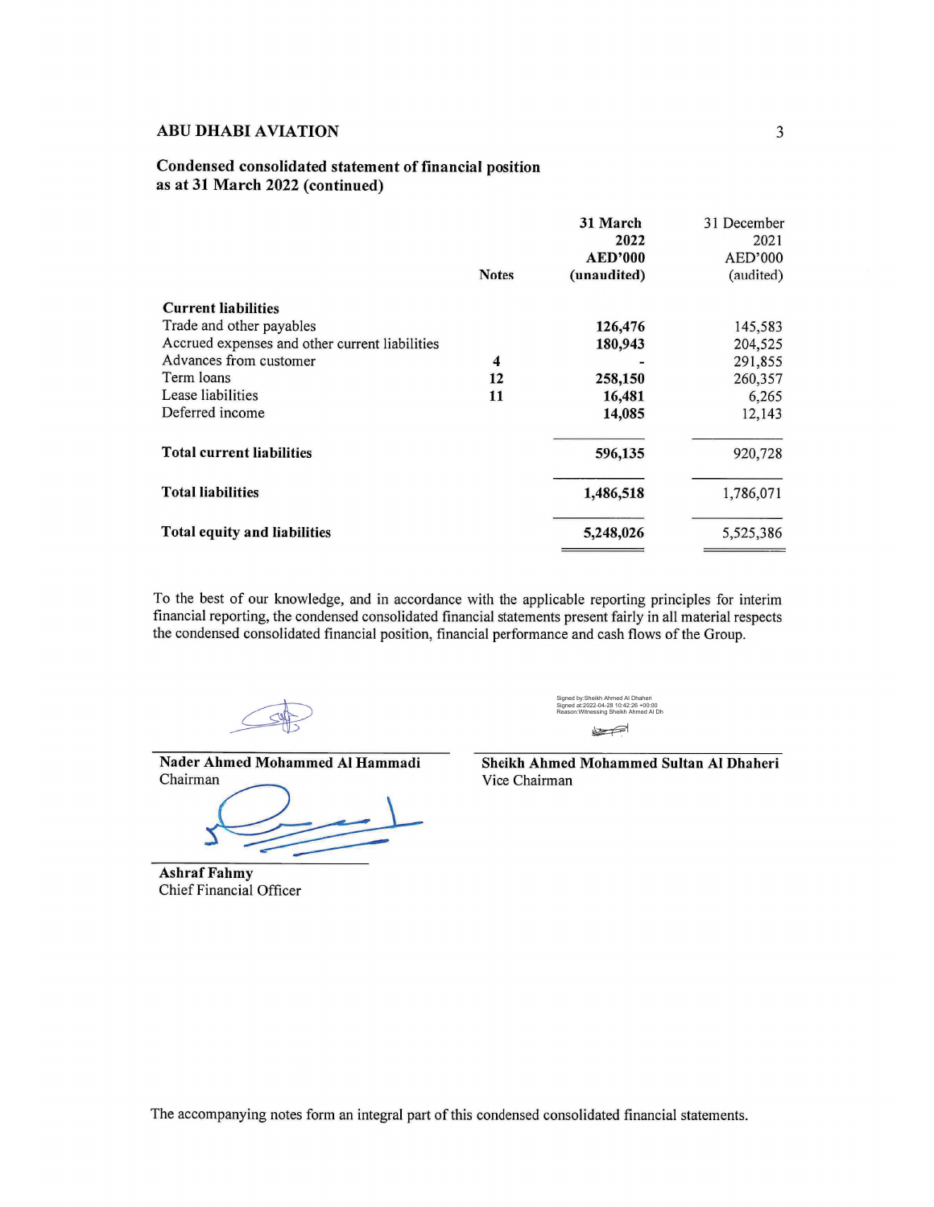# ABU DHABI AVIATION

## Condensed consolidated statement of financial position as at 31 March 2022 (continued)

| | Notes | 31 March 2022 AED'000 (unaudited) | 31 December 2021 AED'000 (audited) |
|---|---|---|---|
| **Current liabilities** | | | |
| Trade and other payables | | **126,476** | 145,583 |
| Accrued expenses and other current liabilities | | **180,943** | 204,525 |
| Advances from customer | **4** | **-** | 291,855 |
| Term loans | **12** | **258,150** | 260,357 |
| Lease liabilities | **11** | **16,481** | 6,265 |
| Deferred income | | **14,085** | 12,143 |
| **Total current liabilities** | | **596,135** | 920,728 |
| **Total liabilities** | | **1,486,518** | 1,786,071 |
| **Total equity and liabilities** | | **5,248,026** | 5,525,386 |

To the best of our knowledge, and in accordance with the applicable reporting principles for interim financial reporting, the condensed consolidated financial statements present fairly in all material respects the condensed consolidated financial position, financial performance and cash flows of the Group.

Signed by:Sheikh Ahmed Al Dhaheri
Signed at:2022-04-28 10:42:26 +00:00
Reason:Witnessing Sheikh Ahmed Al Dh

**Nader Ahmed Mohammed Al Hammadi**
Chairman

**Sheikh Ahmed Mohammed Sultan Al Dhaheri**
Vice Chairman

**Ashraf Fahmy**
Chief Financial Officer

The accompanying notes form an integral part of this condensed consolidated financial statements.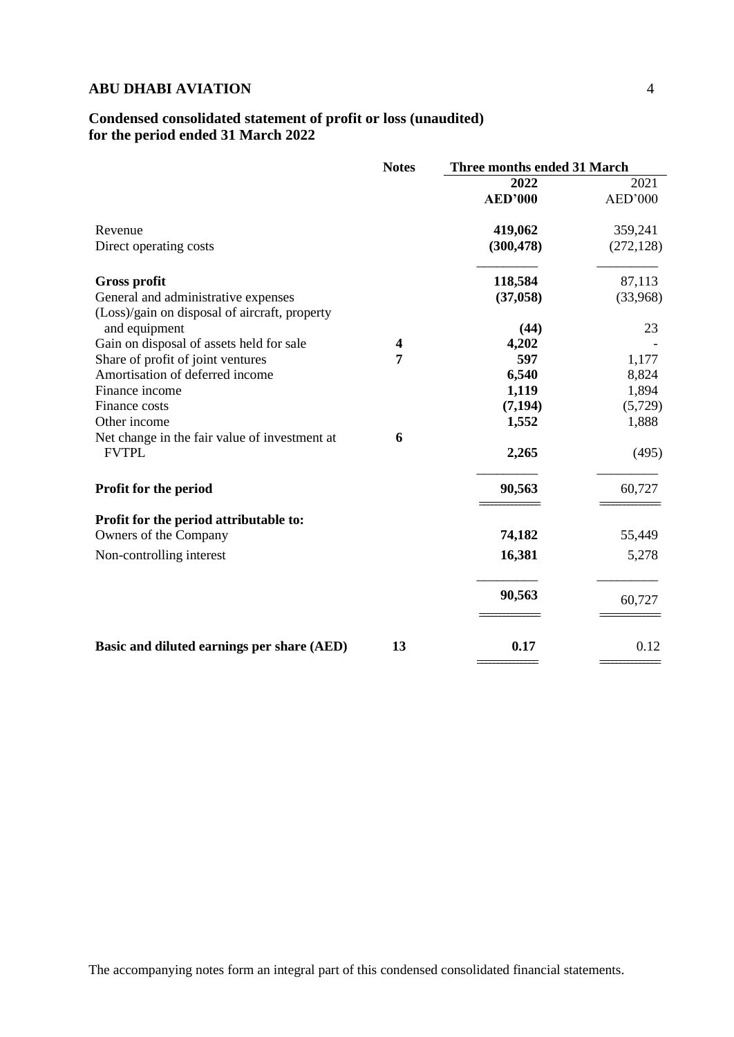## ABU DHABI AVIATION

### Condensed consolidated statement of profit or loss (unaudited) for the period ended 31 March 2022

| | Notes | Three months ended 31 March | |
|---|---|---|---|
| | | **2022** | 2021 |
| | | **AED'000** | AED'000 |
| Revenue | | **419,062** | 359,241 |
| Direct operating costs | | **(300,478)** | (272,128) |
| **Gross profit** | | **118,584** | 87,113 |
| General and administrative expenses | | **(37,058)** | (33,968) |
| (Loss)/gain on disposal of aircraft, property and equipment | | **(44)** | 23 |
| Gain on disposal of assets held for sale | 4 | **4,202** | - |
| Share of profit of joint ventures | 7 | **597** | 1,177 |
| Amortisation of deferred income | | **6,540** | 8,824 |
| Finance income | | **1,119** | 1,894 |
| Finance costs | | **(7,194)** | (5,729) |
| Other income | | **1,552** | 1,888 |
| Net change in the fair value of investment at FVTPL | 6 | **2,265** | (495) |
| **Profit for the period** | | **90,563** | 60,727 |
| **Profit for the period attributable to:** | | | |
| Owners of the Company | | **74,182** | 55,449 |
| Non-controlling interest | | **16,381** | 5,278 |
| | | **90,563** | 60,727 |
| **Basic and diluted earnings per share (AED)** | 13 | **0.17** | 0.12 |

The accompanying notes form an integral part of this condensed consolidated financial statements.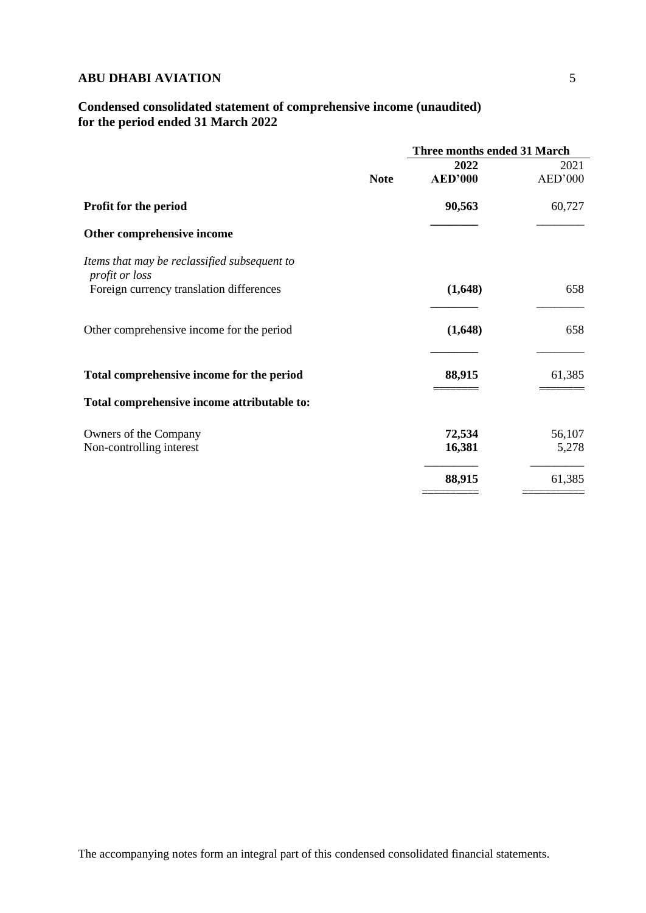**ABU DHABI AVIATION**

## Condensed consolidated statement of comprehensive income (unaudited)
## for the period ended 31 March 2022

| | Note | Three months ended 31 March | |
|---|---|---|---|
| | | **2022** | 2021 |
| | | **AED'000** | AED'000 |
| **Profit for the period** | | **90,563** | 60,727 |
| **Other comprehensive income** | | | |
| *Items that may be reclassified subsequent to profit or loss* | | | |
| Foreign currency translation differences | | **(1,648)** | 658 |
| Other comprehensive income for the period | | **(1,648)** | 658 |
| **Total comprehensive income for the period** | | **88,915** | 61,385 |
| **Total comprehensive income attributable to:** | | | |
| Owners of the Company | | **72,534** | 56,107 |
| Non-controlling interest | | **16,381** | 5,278 |
| | | **88,915** | 61,385 |

The accompanying notes form an integral part of this condensed consolidated financial statements.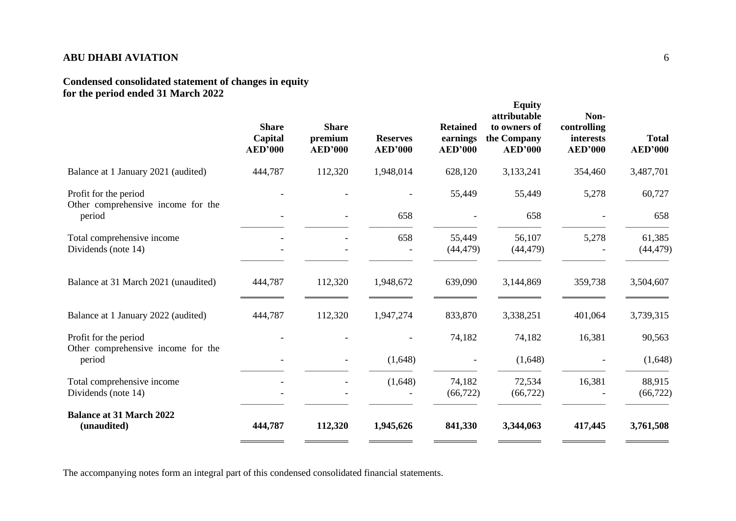**ABU DHABI AVIATION**

**Condensed consolidated statement of changes in equity**
**for the period ended 31 March 2022**

| | Share Capital AED'000 | Share premium AED'000 | Reserves AED'000 | Retained earnings AED'000 | Equity attributable to owners of the Company AED'000 | Non-controlling interests AED'000 | Total AED'000 |
|---|---|---|---|---|---|---|---|
| Balance at 1 January 2021 (audited) | 444,787 | 112,320 | 1,948,014 | 628,120 | 3,133,241 | 354,460 | 3,487,701 |
| Profit for the period | - | - | - | 55,449 | 55,449 | 5,278 | 60,727 |
| Other comprehensive income for the period | - | - | 658 | - | 658 | - | 658 |
| Total comprehensive income | - | - | 658 | 55,449 | 56,107 | 5,278 | 61,385 |
| Dividends (note 14) | - | - | - | (44,479) | (44,479) | - | (44,479) |
| Balance at 31 March 2021 (unaudited) | 444,787 | 112,320 | 1,948,672 | 639,090 | 3,144,869 | 359,738 | 3,504,607 |
| Balance at 1 January 2022 (audited) | 444,787 | 112,320 | 1,947,274 | 833,870 | 3,338,251 | 401,064 | 3,739,315 |
| Profit for the period | - | - | - | 74,182 | 74,182 | 16,381 | 90,563 |
| Other comprehensive income for the period | - | - | (1,648) | - | (1,648) | - | (1,648) |
| Total comprehensive income | - | - | (1,648) | 74,182 | 72,534 | 16,381 | 88,915 |
| Dividends (note 14) | - | - | - | (66,722) | (66,722) | - | (66,722) |
| **Balance at 31 March 2022 (unaudited)** | **444,787** | **112,320** | **1,945,626** | **841,330** | **3,344,063** | **417,445** | **3,761,508** |

The accompanying notes form an integral part of this condensed consolidated financial statements.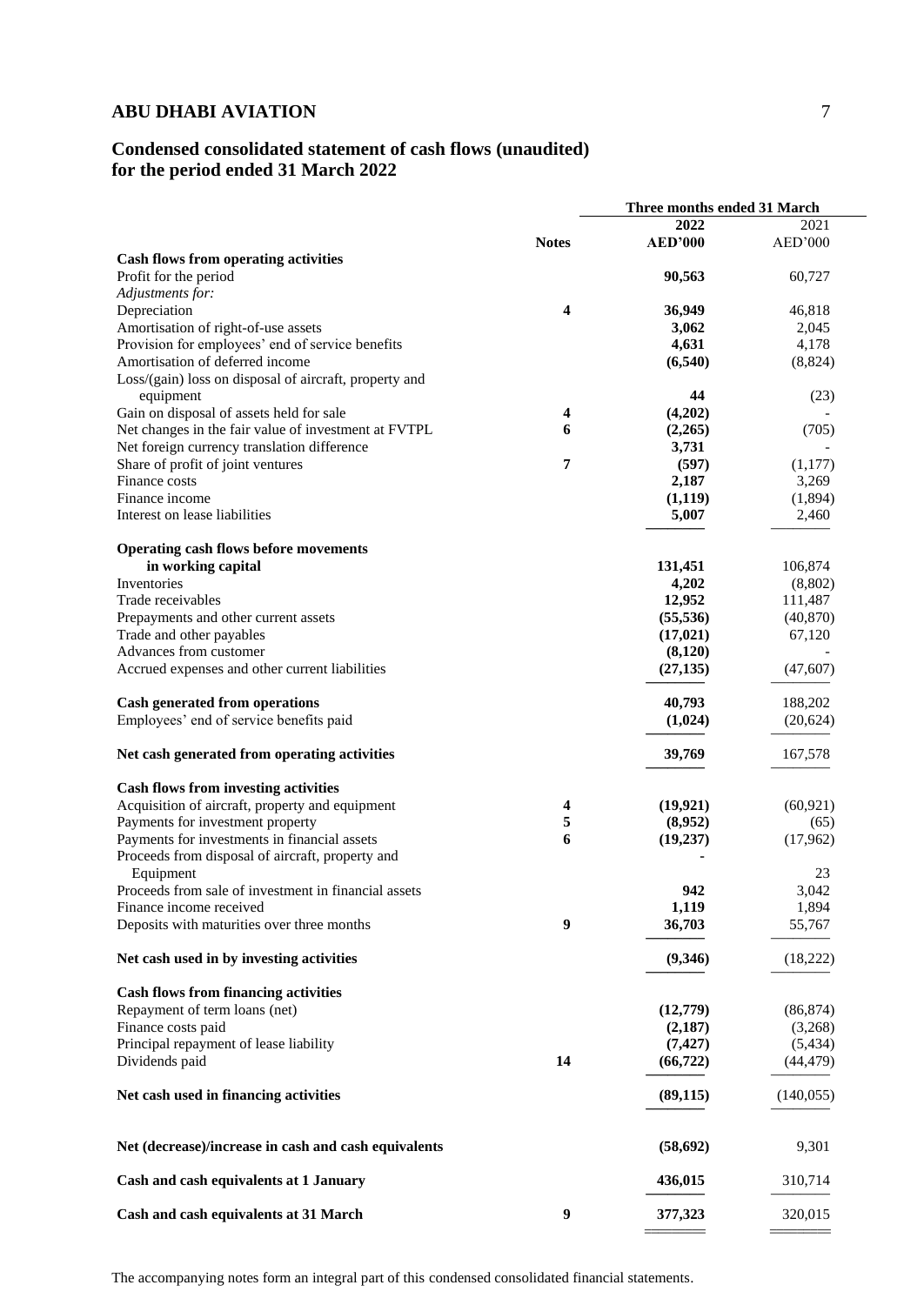**ABU DHABI AVIATION**

## Condensed consolidated statement of cash flows (unaudited) for the period ended 31 March 2022

| | Notes | Three months ended 31 March 2022 AED'000 | 2021 AED'000 |
|---|---|---|---|
| **Cash flows from operating activities** | | | |
| Profit for the period | | **90,563** | 60,727 |
| *Adjustments for:* | | | |
| Depreciation | **4** | **36,949** | 46,818 |
| Amortisation of right-of-use assets | | **3,062** | 2,045 |
| Provision for employees' end of service benefits | | **4,631** | 4,178 |
| Amortisation of deferred income | | **(6,540)** | (8,824) |
| Loss/(gain) loss on disposal of aircraft, property and equipment | | **44** | (23) |
| Gain on disposal of assets held for sale | **4** | **(4,202)** | - |
| Net changes in the fair value of investment at FVTPL | **6** | **(2,265)** | (705) |
| Net foreign currency translation difference | | **3,731** | - |
| Share of profit of joint ventures | **7** | **(597)** | (1,177) |
| Finance costs | | **2,187** | 3,269 |
| Finance income | | **(1,119)** | (1,894) |
| Interest on lease liabilities | | **5,007** | 2,460 |
| **Operating cash flows before movements in working capital** | | **131,451** | 106,874 |
| Inventories | | **4,202** | (8,802) |
| Trade receivables | | **12,952** | 111,487 |
| Prepayments and other current assets | | **(55,536)** | (40,870) |
| Trade and other payables | | **(17,021)** | 67,120 |
| Advances from customer | | **(8,120)** | - |
| Accrued expenses and other current liabilities | | **(27,135)** | (47,607) |
| **Cash generated from operations** | | **40,793** | 188,202 |
| Employees' end of service benefits paid | | **(1,024)** | (20,624) |
| **Net cash generated from operating activities** | | **39,769** | 167,578 |
| **Cash flows from investing activities** | | | |
| Acquisition of aircraft, property and equipment | **4** | **(19,921)** | (60,921) |
| Payments for investment property | **5** | **(8,952)** | (65) |
| Payments for investments in financial assets | **6** | **(19,237)** | (17,962) |
| Proceeds from disposal of aircraft, property and Equipment | | **-** | 23 |
| Proceeds from sale of investment in financial assets | | **942** | 3,042 |
| Finance income received | | **1,119** | 1,894 |
| Deposits with maturities over three months | **9** | **36,703** | 55,767 |
| **Net cash used in by investing activities** | | **(9,346)** | (18,222) |
| **Cash flows from financing activities** | | | |
| Repayment of term loans (net) | | **(12,779)** | (86,874) |
| Finance costs paid | | **(2,187)** | (3,268) |
| Principal repayment of lease liability | | **(7,427)** | (5,434) |
| Dividends paid | **14** | **(66,722)** | (44,479) |
| **Net cash used in financing activities** | | **(89,115)** | (140,055) |
| **Net (decrease)/increase in cash and cash equivalents** | | **(58,692)** | 9,301 |
| **Cash and cash equivalents at 1 January** | | **436,015** | 310,714 |
| **Cash and cash equivalents at 31 March** | **9** | **377,323** | 320,015 |

The accompanying notes form an integral part of this condensed consolidated financial statements.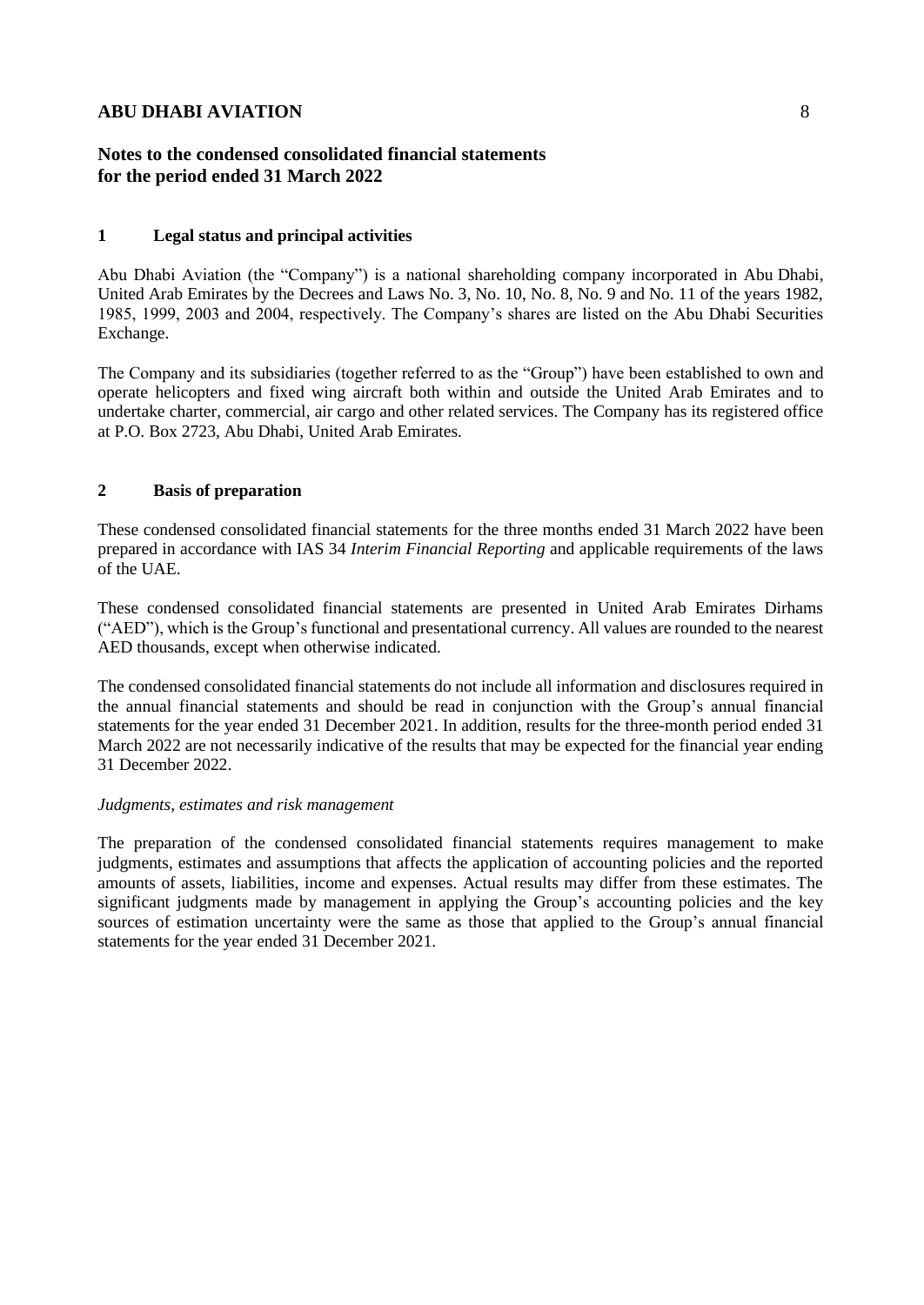# Notes to the condensed consolidated financial statements for the period ended 31 March 2022

## 1 Legal status and principal activities

Abu Dhabi Aviation (the "Company") is a national shareholding company incorporated in Abu Dhabi, United Arab Emirates by the Decrees and Laws No. 3, No. 10, No. 8, No. 9 and No. 11 of the years 1982, 1985, 1999, 2003 and 2004, respectively. The Company's shares are listed on the Abu Dhabi Securities Exchange.

The Company and its subsidiaries (together referred to as the "Group") have been established to own and operate helicopters and fixed wing aircraft both within and outside the United Arab Emirates and to undertake charter, commercial, air cargo and other related services. The Company has its registered office at P.O. Box 2723, Abu Dhabi, United Arab Emirates.

## 2 Basis of preparation

These condensed consolidated financial statements for the three months ended 31 March 2022 have been prepared in accordance with IAS 34 *Interim Financial Reporting* and applicable requirements of the laws of the UAE.

These condensed consolidated financial statements are presented in United Arab Emirates Dirhams ("AED"), which is the Group's functional and presentational currency. All values are rounded to the nearest AED thousands, except when otherwise indicated.

The condensed consolidated financial statements do not include all information and disclosures required in the annual financial statements and should be read in conjunction with the Group's annual financial statements for the year ended 31 December 2021. In addition, results for the three-month period ended 31 March 2022 are not necessarily indicative of the results that may be expected for the financial year ending 31 December 2022.

*Judgments, estimates and risk management*

The preparation of the condensed consolidated financial statements requires management to make judgments, estimates and assumptions that affects the application of accounting policies and the reported amounts of assets, liabilities, income and expenses. Actual results may differ from these estimates. The significant judgments made by management in applying the Group's accounting policies and the key sources of estimation uncertainty were the same as those that applied to the Group's annual financial statements for the year ended 31 December 2021.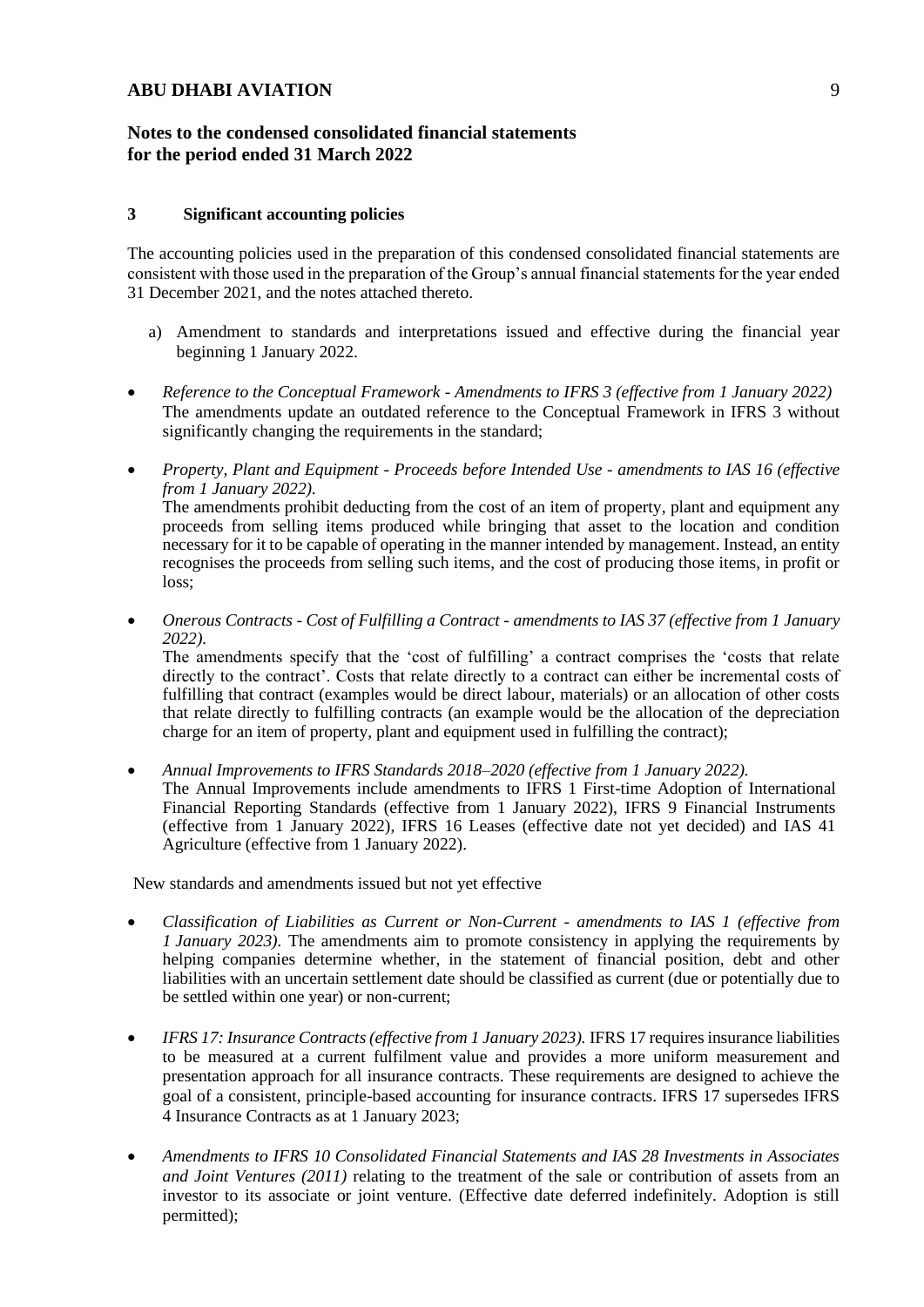## 3 Significant accounting policies

The accounting policies used in the preparation of this condensed consolidated financial statements are consistent with those used in the preparation of the Group's annual financial statements for the year ended 31 December 2021, and the notes attached thereto.

a) Amendment to standards and interpretations issued and effective during the financial year beginning 1 January 2022.

- *Reference to the Conceptual Framework - Amendments to IFRS 3 (effective from 1 January 2022)* The amendments update an outdated reference to the Conceptual Framework in IFRS 3 without significantly changing the requirements in the standard;

- *Property, Plant and Equipment - Proceeds before Intended Use - amendments to IAS 16 (effective from 1 January 2022).*
  The amendments prohibit deducting from the cost of an item of property, plant and equipment any proceeds from selling items produced while bringing that asset to the location and condition necessary for it to be capable of operating in the manner intended by management. Instead, an entity recognises the proceeds from selling such items, and the cost of producing those items, in profit or loss;

- *Onerous Contracts - Cost of Fulfilling a Contract - amendments to IAS 37 (effective from 1 January 2022).*
  The amendments specify that the 'cost of fulfilling' a contract comprises the 'costs that relate directly to the contract'. Costs that relate directly to a contract can either be incremental costs of fulfilling that contract (examples would be direct labour, materials) or an allocation of other costs that relate directly to fulfilling contracts (an example would be the allocation of the depreciation charge for an item of property, plant and equipment used in fulfilling the contract);

- *Annual Improvements to IFRS Standards 2018–2020 (effective from 1 January 2022).*
  The Annual Improvements include amendments to IFRS 1 First-time Adoption of International Financial Reporting Standards (effective from 1 January 2022), IFRS 9 Financial Instruments (effective from 1 January 2022), IFRS 16 Leases (effective date not yet decided) and IAS 41 Agriculture (effective from 1 January 2022).

New standards and amendments issued but not yet effective

- *Classification of Liabilities as Current or Non-Current - amendments to IAS 1 (effective from 1 January 2023).* The amendments aim to promote consistency in applying the requirements by helping companies determine whether, in the statement of financial position, debt and other liabilities with an uncertain settlement date should be classified as current (due or potentially due to be settled within one year) or non-current;

- *IFRS 17: Insurance Contracts (effective from 1 January 2023).* IFRS 17 requires insurance liabilities to be measured at a current fulfilment value and provides a more uniform measurement and presentation approach for all insurance contracts. These requirements are designed to achieve the goal of a consistent, principle-based accounting for insurance contracts. IFRS 17 supersedes IFRS 4 Insurance Contracts as at 1 January 2023;

- *Amendments to IFRS 10 Consolidated Financial Statements and IAS 28 Investments in Associates and Joint Ventures (2011)* relating to the treatment of the sale or contribution of assets from an investor to its associate or joint venture. (Effective date deferred indefinitely. Adoption is still permitted);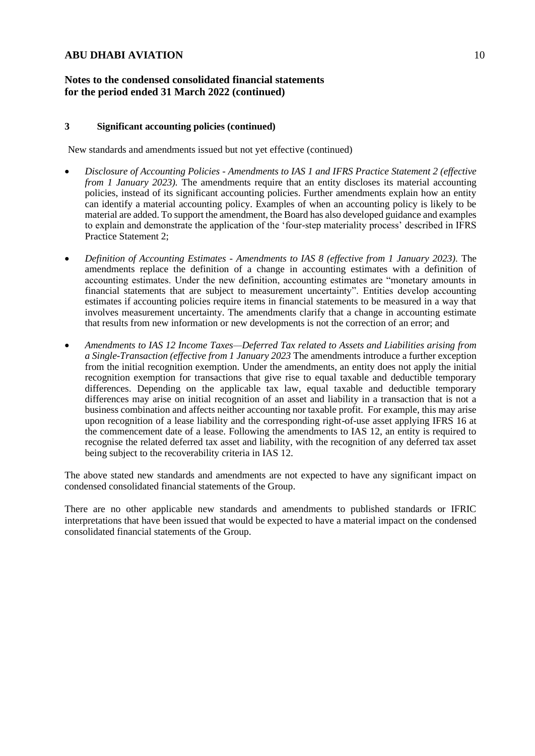## Notes to the condensed consolidated financial statements for the period ended 31 March 2022 (continued)

### 3 Significant accounting policies (continued)

New standards and amendments issued but not yet effective (continued)

- *Disclosure of Accounting Policies - Amendments to IAS 1 and IFRS Practice Statement 2 (effective from 1 January 2023).* The amendments require that an entity discloses its material accounting policies, instead of its significant accounting policies. Further amendments explain how an entity can identify a material accounting policy. Examples of when an accounting policy is likely to be material are added. To support the amendment, the Board has also developed guidance and examples to explain and demonstrate the application of the 'four-step materiality process' described in IFRS Practice Statement 2;

- *Definition of Accounting Estimates - Amendments to IAS 8 (effective from 1 January 2023).* The amendments replace the definition of a change in accounting estimates with a definition of accounting estimates. Under the new definition, accounting estimates are "monetary amounts in financial statements that are subject to measurement uncertainty". Entities develop accounting estimates if accounting policies require items in financial statements to be measured in a way that involves measurement uncertainty. The amendments clarify that a change in accounting estimate that results from new information or new developments is not the correction of an error; and

- *Amendments to IAS 12 Income Taxes—Deferred Tax related to Assets and Liabilities arising from a Single-Transaction (effective from 1 January 2023* The amendments introduce a further exception from the initial recognition exemption. Under the amendments, an entity does not apply the initial recognition exemption for transactions that give rise to equal taxable and deductible temporary differences. Depending on the applicable tax law, equal taxable and deductible temporary differences may arise on initial recognition of an asset and liability in a transaction that is not a business combination and affects neither accounting nor taxable profit. For example, this may arise upon recognition of a lease liability and the corresponding right-of-use asset applying IFRS 16 at the commencement date of a lease. Following the amendments to IAS 12, an entity is required to recognise the related deferred tax asset and liability, with the recognition of any deferred tax asset being subject to the recoverability criteria in IAS 12.

The above stated new standards and amendments are not expected to have any significant impact on condensed consolidated financial statements of the Group.

There are no other applicable new standards and amendments to published standards or IFRIC interpretations that have been issued that would be expected to have a material impact on the condensed consolidated financial statements of the Group.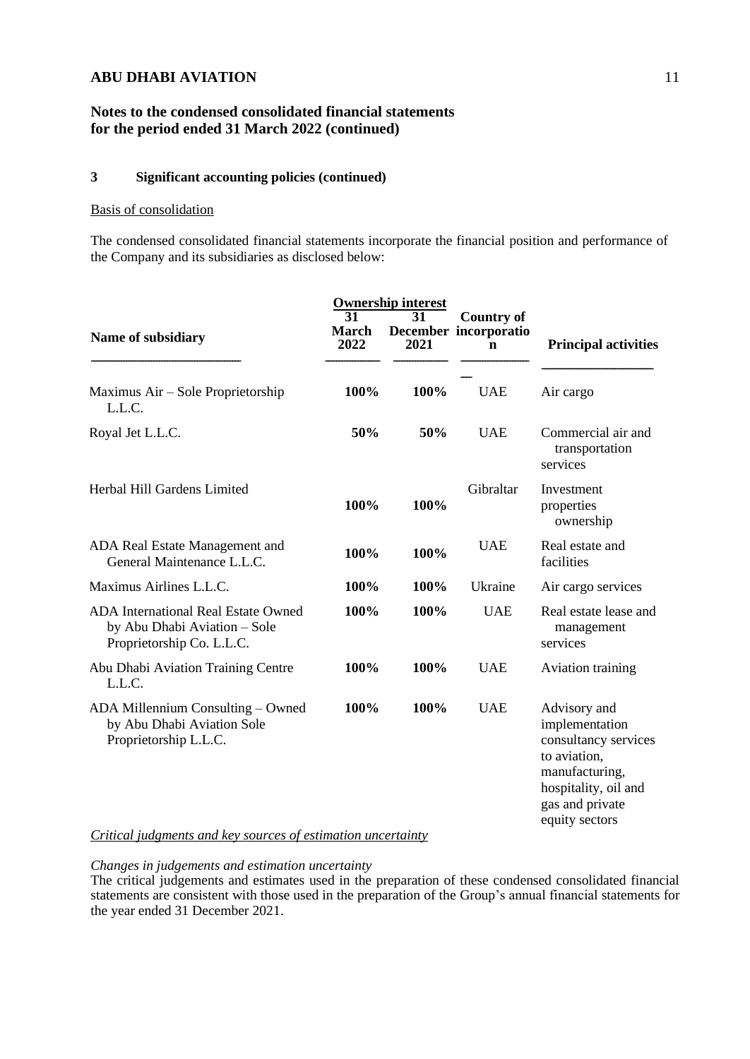## Notes to the condensed consolidated financial statements for the period ended 31 March 2022 (continued)

### 3 Significant accounting policies (continued)

Basis of consolidation

The condensed consolidated financial statements incorporate the financial position and performance of the Company and its subsidiaries as disclosed below:

| Name of subsidiary | Ownership interest 31 March 2022 | 31 December 2021 | Country of incorporation | Principal activities |
|---|---|---|---|---|
| Maximus Air – Sole Proprietorship L.L.C. | **100%** | **100%** | UAE | Air cargo |
| Royal Jet L.L.C. | **50%** | **50%** | UAE | Commercial air and transportation services |
| Herbal Hill Gardens Limited | **100%** | **100%** | Gibraltar | Investment properties ownership |
| ADA Real Estate Management and General Maintenance L.L.C. | **100%** | **100%** | UAE | Real estate and facilities |
| Maximus Airlines L.L.C. | **100%** | **100%** | Ukraine | Air cargo services |
| ADA International Real Estate Owned by Abu Dhabi Aviation – Sole Proprietorship Co. L.L.C. | **100%** | **100%** | UAE | Real estate lease and management services |
| Abu Dhabi Aviation Training Centre L.L.C. | **100%** | **100%** | UAE | Aviation training |
| ADA Millennium Consulting – Owned by Abu Dhabi Aviation Sole Proprietorship L.L.C. | **100%** | **100%** | UAE | Advisory and implementation consultancy services to aviation, manufacturing, hospitality, oil and gas and private equity sectors |

*Critical judgments and key sources of estimation uncertainty*

*Changes in judgements and estimation uncertainty*

The critical judgements and estimates used in the preparation of these condensed consolidated financial statements are consistent with those used in the preparation of the Group's annual financial statements for the year ended 31 December 2021.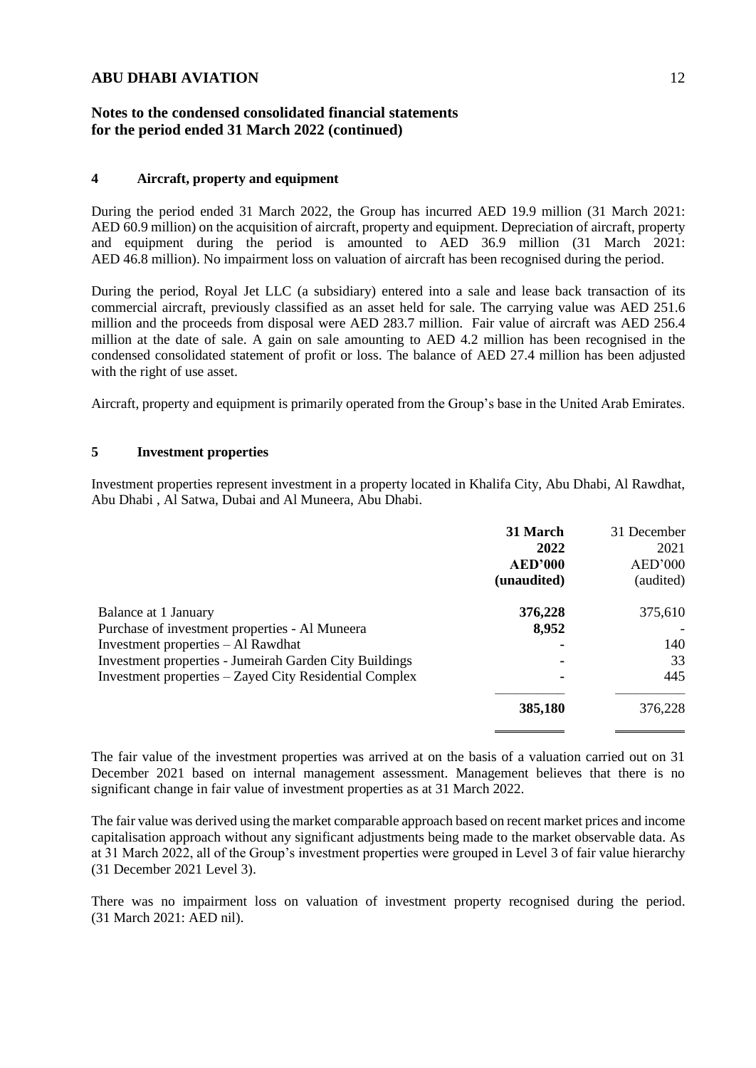**Notes to the condensed consolidated financial statements for the period ended 31 March 2022 (continued)**

## 4 Aircraft, property and equipment

During the period ended 31 March 2022, the Group has incurred AED 19.9 million (31 March 2021: AED 60.9 million) on the acquisition of aircraft, property and equipment. Depreciation of aircraft, property and equipment during the period is amounted to AED 36.9 million (31 March 2021: AED 46.8 million). No impairment loss on valuation of aircraft has been recognised during the period.

During the period, Royal Jet LLC (a subsidiary) entered into a sale and lease back transaction of its commercial aircraft, previously classified as an asset held for sale. The carrying value was AED 251.6 million and the proceeds from disposal were AED 283.7 million. Fair value of aircraft was AED 256.4 million at the date of sale. A gain on sale amounting to AED 4.2 million has been recognised in the condensed consolidated statement of profit or loss. The balance of AED 27.4 million has been adjusted with the right of use asset.

Aircraft, property and equipment is primarily operated from the Group's base in the United Arab Emirates.

## 5 Investment properties

Investment properties represent investment in a property located in Khalifa City, Abu Dhabi, Al Rawdhat, Abu Dhabi , Al Satwa, Dubai and Al Muneera, Abu Dhabi.

| | **31 March 2022 AED'000 (unaudited)** | 31 December 2021 AED'000 (audited) |
|---|---|---|
| Balance at 1 January | **376,228** | 375,610 |
| Purchase of investment properties - Al Muneera | **8,952** | - |
| Investment properties – Al Rawdhat | **-** | 140 |
| Investment properties - Jumeirah Garden City Buildings | **-** | 33 |
| Investment properties – Zayed City Residential Complex | **-** | 445 |
| | **385,180** | 376,228 |

The fair value of the investment properties was arrived at on the basis of a valuation carried out on 31 December 2021 based on internal management assessment. Management believes that there is no significant change in fair value of investment properties as at 31 March 2022.

The fair value was derived using the market comparable approach based on recent market prices and income capitalisation approach without any significant adjustments being made to the market observable data. As at 31 March 2022, all of the Group's investment properties were grouped in Level 3 of fair value hierarchy (31 December 2021 Level 3).

There was no impairment loss on valuation of investment property recognised during the period. (31 March 2021: AED nil).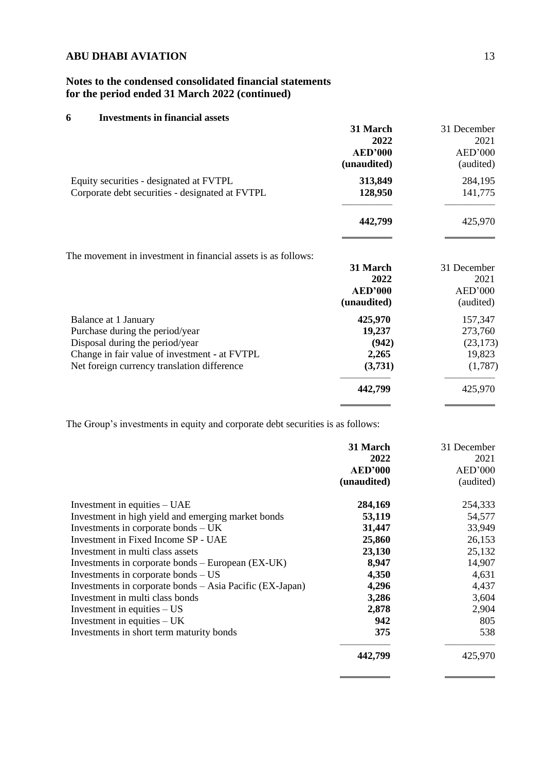## 6 Investments in financial assets

| | 31 March 2022 AED'000 (unaudited) | 31 December 2021 AED'000 (audited) |
|---|---|---|
| Equity securities - designated at FVTPL | **313,849** | 284,195 |
| Corporate debt securities - designated at FVTPL | **128,950** | 141,775 |
| | **442,799** | 425,970 |

The movement in investment in financial assets is as follows:

| | 31 March 2022 AED'000 (unaudited) | 31 December 2021 AED'000 (audited) |
|---|---|---|
| Balance at 1 January | **425,970** | 157,347 |
| Purchase during the period/year | **19,237** | 273,760 |
| Disposal during the period/year | **(942)** | (23,173) |
| Change in fair value of investment - at FVTPL | **2,265** | 19,823 |
| Net foreign currency translation difference | **(3,731)** | (1,787) |
| | **442,799** | 425,970 |

The Group's investments in equity and corporate debt securities is as follows:

| | 31 March 2022 AED'000 (unaudited) | 31 December 2021 AED'000 (audited) |
|---|---|---|
| Investment in equities – UAE | **284,169** | 254,333 |
| Investment in high yield and emerging market bonds | **53,119** | 54,577 |
| Investments in corporate bonds – UK | **31,447** | 33,949 |
| Investment in Fixed Income SP - UAE | **25,860** | 26,153 |
| Investment in multi class assets | **23,130** | 25,132 |
| Investments in corporate bonds – European (EX-UK) | **8,947** | 14,907 |
| Investments in corporate bonds – US | **4,350** | 4,631 |
| Investments in corporate bonds – Asia Pacific (EX-Japan) | **4,296** | 4,437 |
| Investment in multi class bonds | **3,286** | 3,604 |
| Investment in equities – US | **2,878** | 2,904 |
| Investment in equities – UK | **942** | 805 |
| Investments in short term maturity bonds | **375** | 538 |
| | **442,799** | 425,970 |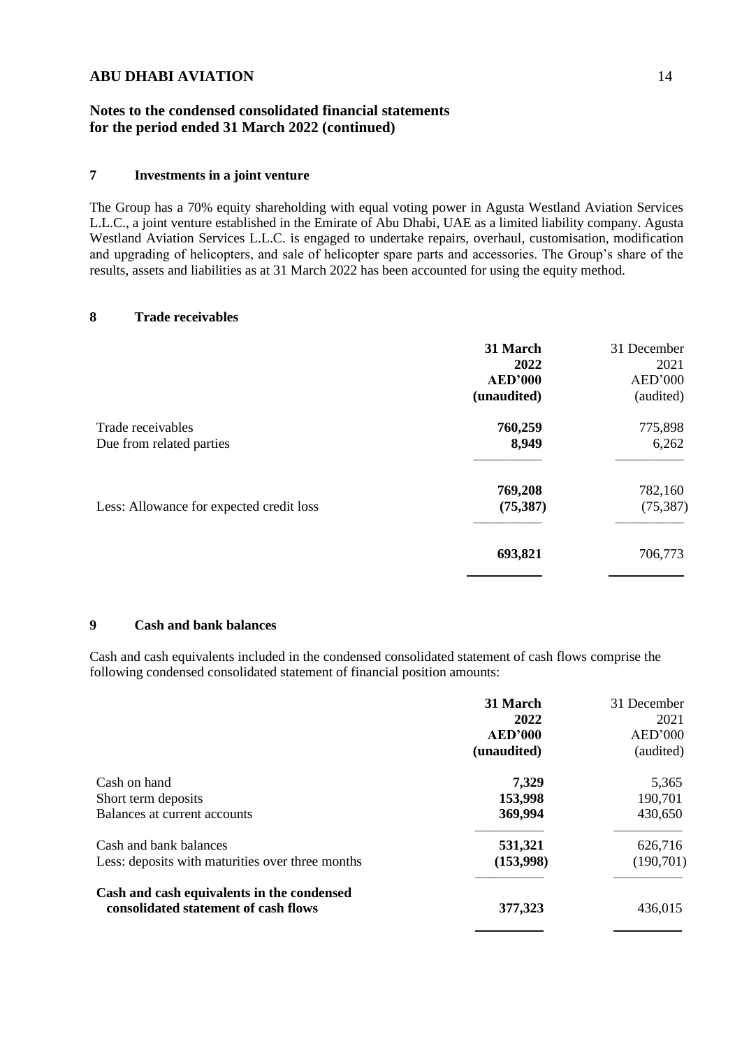## Notes to the condensed consolidated financial statements for the period ended 31 March 2022 (continued)

### 7 Investments in a joint venture

The Group has a 70% equity shareholding with equal voting power in Agusta Westland Aviation Services L.L.C., a joint venture established in the Emirate of Abu Dhabi, UAE as a limited liability company. Agusta Westland Aviation Services L.L.C. is engaged to undertake repairs, overhaul, customisation, modification and upgrading of helicopters, and sale of helicopter spare parts and accessories. The Group's share of the results, assets and liabilities as at 31 March 2022 has been accounted for using the equity method.

### 8 Trade receivables

| | **31 March 2022 AED'000 (unaudited)** | 31 December 2021 AED'000 (audited) |
|---|---|---|
| Trade receivables | **760,259** | 775,898 |
| Due from related parties | **8,949** | 6,262 |
| | **769,208** | 782,160 |
| Less: Allowance for expected credit loss | **(75,387)** | (75,387) |
| | **693,821** | 706,773 |

### 9 Cash and bank balances

Cash and cash equivalents included in the condensed consolidated statement of cash flows comprise the following condensed consolidated statement of financial position amounts:

| | **31 March 2022 AED'000 (unaudited)** | 31 December 2021 AED'000 (audited) |
|---|---|---|
| Cash on hand | **7,329** | 5,365 |
| Short term deposits | **153,998** | 190,701 |
| Balances at current accounts | **369,994** | 430,650 |
| Cash and bank balances | **531,321** | 626,716 |
| Less: deposits with maturities over three months | **(153,998)** | (190,701) |
| **Cash and cash equivalents in the condensed consolidated statement of cash flows** | **377,323** | 436,015 |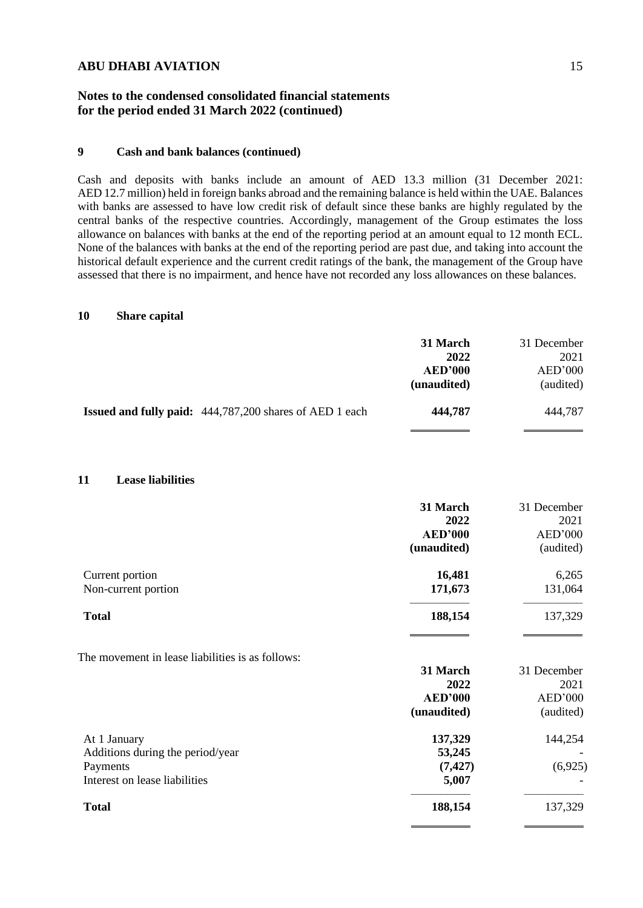## Notes to the condensed consolidated financial statements for the period ended 31 March 2022 (continued)

### 9 Cash and bank balances (continued)

Cash and deposits with banks include an amount of AED 13.3 million (31 December 2021: AED 12.7 million) held in foreign banks abroad and the remaining balance is held within the UAE. Balances with banks are assessed to have low credit risk of default since these banks are highly regulated by the central banks of the respective countries. Accordingly, management of the Group estimates the loss allowance on balances with banks at the end of the reporting period at an amount equal to 12 month ECL. None of the balances with banks at the end of the reporting period are past due, and taking into account the historical default experience and the current credit ratings of the bank, the management of the Group have assessed that there is no impairment, and hence have not recorded any loss allowances on these balances.

### 10 Share capital

| | **31 March 2022 AED'000 (unaudited)** | 31 December 2021 AED'000 (audited) |
|---|---|---|
| **Issued and fully paid:** 444,787,200 shares of AED 1 each | **444,787** | 444,787 |

### 11 Lease liabilities

| | **31 March 2022 AED'000 (unaudited)** | 31 December 2021 AED'000 (audited) |
|---|---|---|
| Current portion | **16,481** | 6,265 |
| Non-current portion | **171,673** | 131,064 |
| **Total** | **188,154** | 137,329 |

The movement in lease liabilities is as follows:

| | **31 March 2022 AED'000 (unaudited)** | 31 December 2021 AED'000 (audited) |
|---|---|---|
| At 1 January | **137,329** | 144,254 |
| Additions during the period/year | **53,245** | - |
| Payments | **(7,427)** | (6,925) |
| Interest on lease liabilities | **5,007** | - |
| **Total** | **188,154** | 137,329 |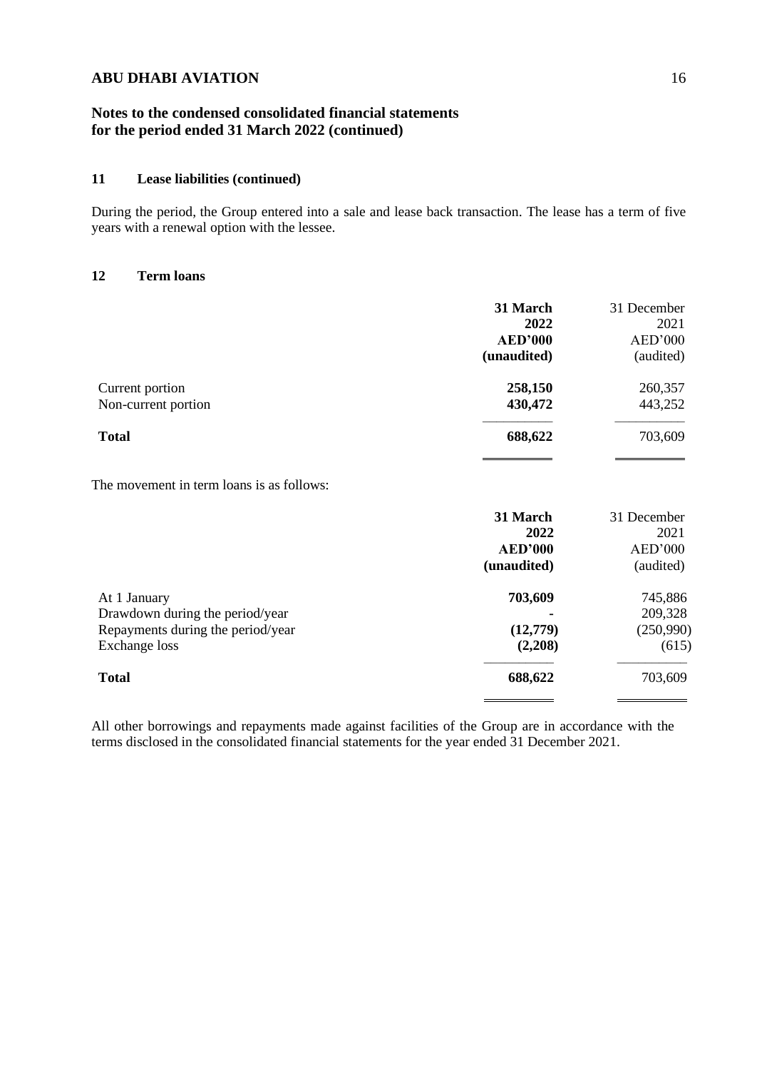## Notes to the condensed consolidated financial statements for the period ended 31 March 2022 (continued)

### 11 Lease liabilities (continued)

During the period, the Group entered into a sale and lease back transaction. The lease has a term of five years with a renewal option with the lessee.

### 12 Term loans

| | **31 March 2022 AED'000 (unaudited)** | 31 December 2021 AED'000 (audited) |
|---|---|---|
| Current portion | **258,150** | 260,357 |
| Non-current portion | **430,472** | 443,252 |
| **Total** | **688,622** | 703,609 |

The movement in term loans is as follows:

| | **31 March 2022 AED'000 (unaudited)** | 31 December 2021 AED'000 (audited) |
|---|---|---|
| At 1 January | **703,609** | 745,886 |
| Drawdown during the period/year | **-** | 209,328 |
| Repayments during the period/year | **(12,779)** | (250,990) |
| Exchange loss | **(2,208)** | (615) |
| **Total** | **688,622** | 703,609 |

All other borrowings and repayments made against facilities of the Group are in accordance with the terms disclosed in the consolidated financial statements for the year ended 31 December 2021.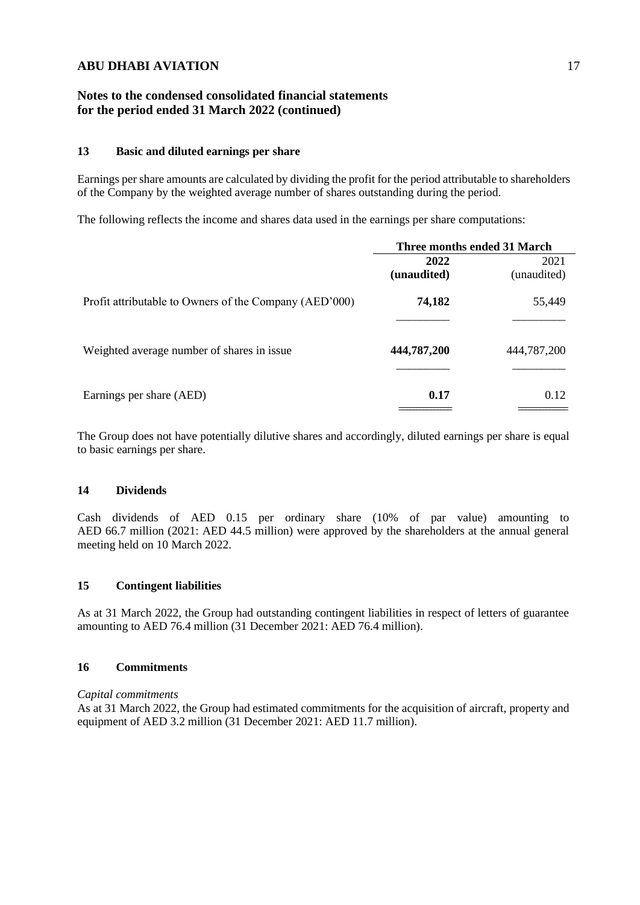## Notes to the condensed consolidated financial statements for the period ended 31 March 2022 (continued)

### 13 Basic and diluted earnings per share

Earnings per share amounts are calculated by dividing the profit for the period attributable to shareholders of the Company by the weighted average number of shares outstanding during the period.

The following reflects the income and shares data used in the earnings per share computations:

| | Three months ended 31 March | |
|---|---|---|
| | **2022 (unaudited)** | 2021 (unaudited) |
| Profit attributable to Owners of the Company (AED'000) | **74,182** | 55,449 |
| Weighted average number of shares in issue | **444,787,200** | 444,787,200 |
| Earnings per share (AED) | **0.17** | 0.12 |

The Group does not have potentially dilutive shares and accordingly, diluted earnings per share is equal to basic earnings per share.

### 14 Dividends

Cash dividends of AED 0.15 per ordinary share (10% of par value) amounting to AED 66.7 million (2021: AED 44.5 million) were approved by the shareholders at the annual general meeting held on 10 March 2022.

### 15 Contingent liabilities

As at 31 March 2022, the Group had outstanding contingent liabilities in respect of letters of guarantee amounting to AED 76.4 million (31 December 2021: AED 76.4 million).

### 16 Commitments

*Capital commitments*

As at 31 March 2022, the Group had estimated commitments for the acquisition of aircraft, property and equipment of AED 3.2 million (31 December 2021: AED 11.7 million).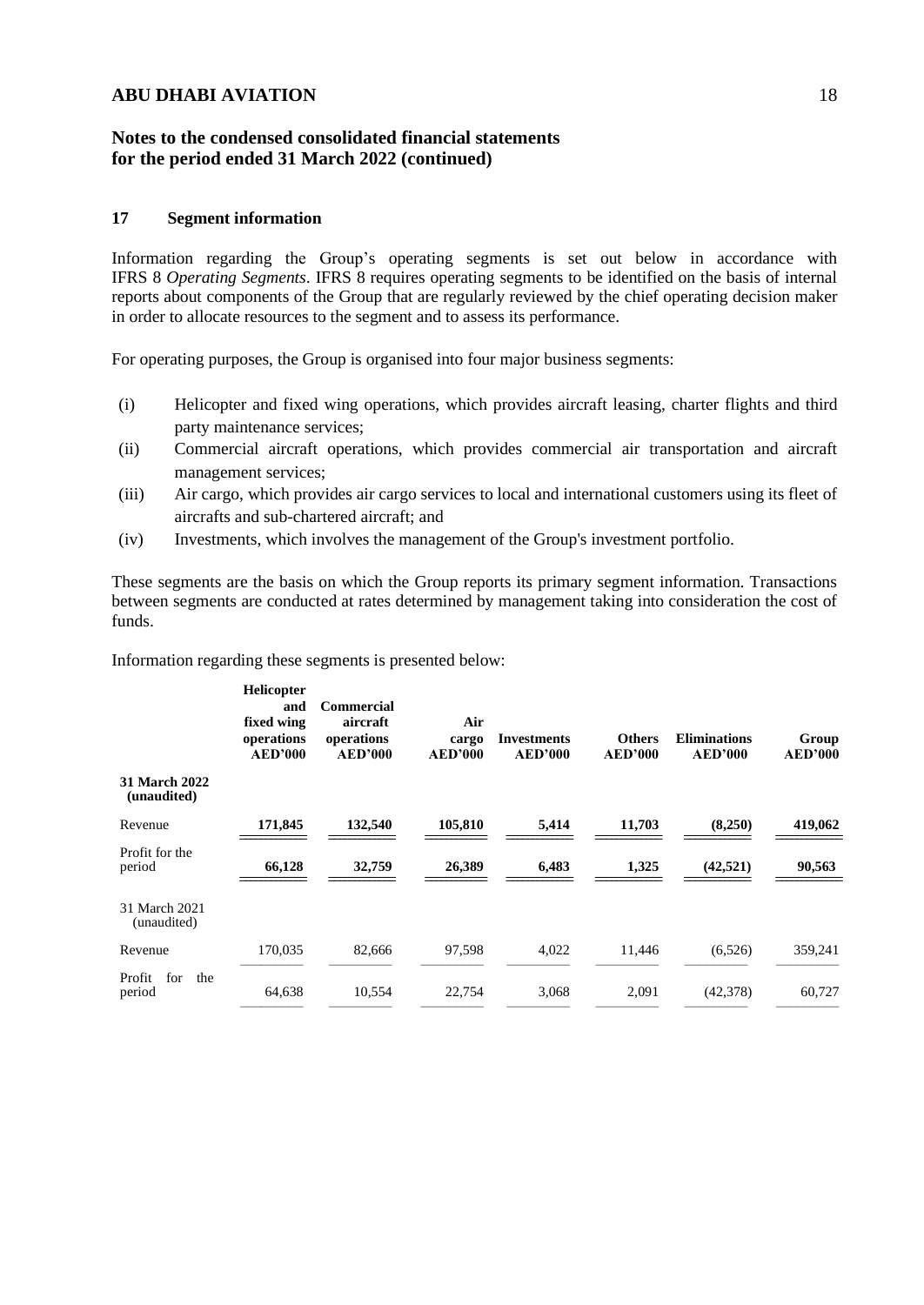**Notes to the condensed consolidated financial statements for the period ended 31 March 2022 (continued)**

## 17 Segment information

Information regarding the Group's operating segments is set out below in accordance with IFRS 8 *Operating Segments*. IFRS 8 requires operating segments to be identified on the basis of internal reports about components of the Group that are regularly reviewed by the chief operating decision maker in order to allocate resources to the segment and to assess its performance.

For operating purposes, the Group is organised into four major business segments:

(i) Helicopter and fixed wing operations, which provides aircraft leasing, charter flights and third party maintenance services;

(ii) Commercial aircraft operations, which provides commercial air transportation and aircraft management services;

(iii) Air cargo, which provides air cargo services to local and international customers using its fleet of aircrafts and sub-chartered aircraft; and

(iv) Investments, which involves the management of the Group's investment portfolio.

These segments are the basis on which the Group reports its primary segment information. Transactions between segments are conducted at rates determined by management taking into consideration the cost of funds.

Information regarding these segments is presented below:

| | Helicopter and fixed wing operations AED'000 | Commercial aircraft operations AED'000 | Air cargo AED'000 | Investments AED'000 | Others AED'000 | Eliminations AED'000 | Group AED'000 |
|---|---|---|---|---|---|---|---|
| **31 March 2022 (unaudited)** | | | | | | | |
| Revenue | **171,845** | **132,540** | **105,810** | **5,414** | **11,703** | **(8,250)** | **419,062** |
| Profit for the period | **66,128** | **32,759** | **26,389** | **6,483** | **1,325** | **(42,521)** | **90,563** |
| 31 March 2021 (unaudited) | | | | | | | |
| Revenue | 170,035 | 82,666 | 97,598 | 4,022 | 11,446 | (6,526) | 359,241 |
| Profit for the period | 64,638 | 10,554 | 22,754 | 3,068 | 2,091 | (42,378) | 60,727 |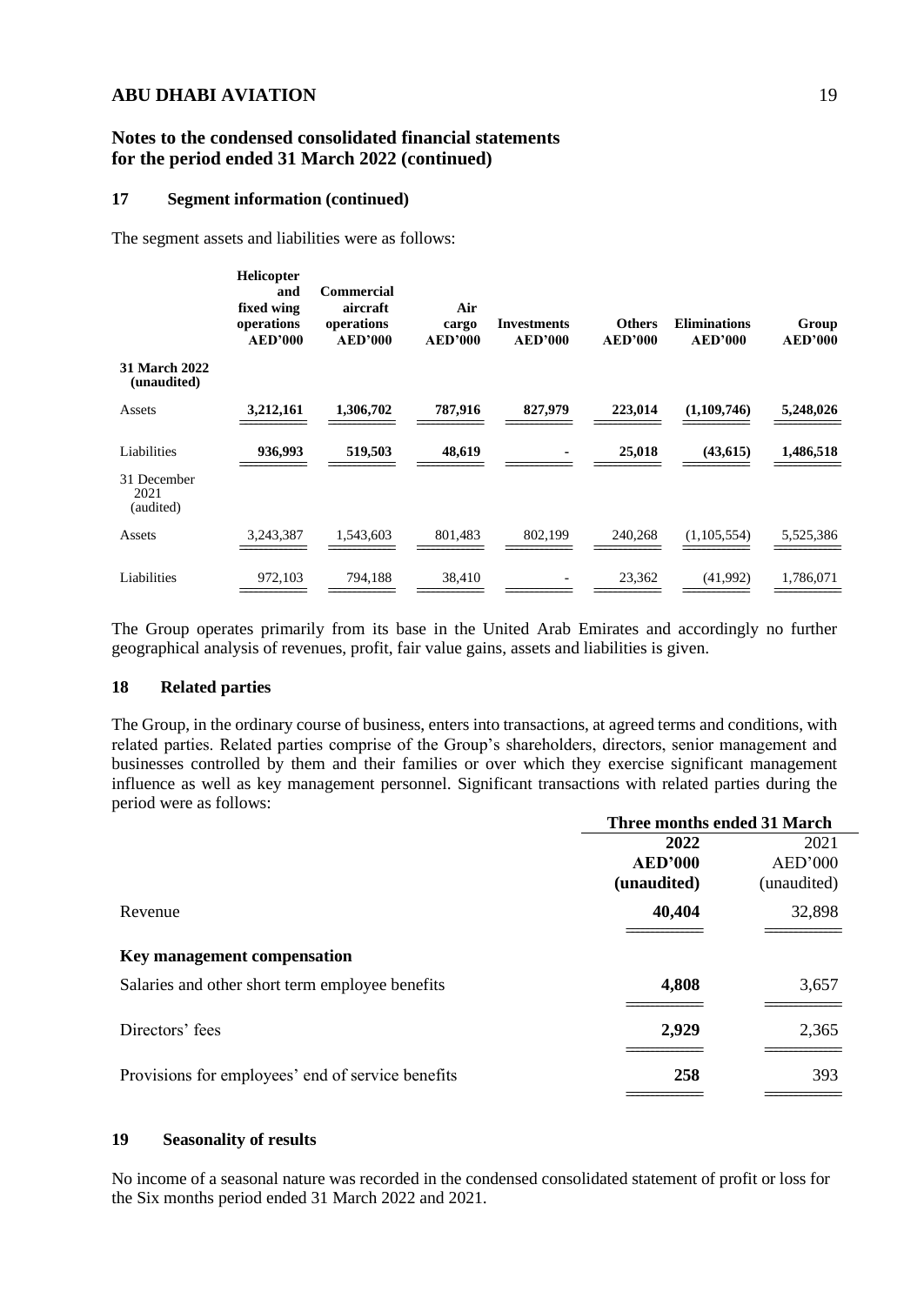## Notes to the condensed consolidated financial statements for the period ended 31 March 2022 (continued)

### 17 Segment information (continued)

The segment assets and liabilities were as follows:

| | Helicopter and fixed wing operations AED'000 | Commercial aircraft operations AED'000 | Air cargo AED'000 | Investments AED'000 | Others AED'000 | Eliminations AED'000 | Group AED'000 |
|---|---|---|---|---|---|---|---|
| **31 March 2022 (unaudited)** | | | | | | | |
| Assets | **3,212,161** | **1,306,702** | **787,916** | **827,979** | **223,014** | **(1,109,746)** | **5,248,026** |
| Liabilities | **936,993** | **519,503** | **48,619** | **-** | **25,018** | **(43,615)** | **1,486,518** |
| 31 December 2021 (audited) | | | | | | | |
| Assets | 3,243,387 | 1,543,603 | 801,483 | 802,199 | 240,268 | (1,105,554) | 5,525,386 |
| Liabilities | 972,103 | 794,188 | 38,410 | - | 23,362 | (41,992) | 1,786,071 |

The Group operates primarily from its base in the United Arab Emirates and accordingly no further geographical analysis of revenues, profit, fair value gains, assets and liabilities is given.

### 18 Related parties

The Group, in the ordinary course of business, enters into transactions, at agreed terms and conditions, with related parties. Related parties comprise of the Group's shareholders, directors, senior management and businesses controlled by them and their families or over which they exercise significant management influence as well as key management personnel. Significant transactions with related parties during the period were as follows:

| | Three months ended 31 March | |
|---|---|---|
| | **2022 AED'000 (unaudited)** | 2021 AED'000 (unaudited) |
| Revenue | **40,404** | 32,898 |
| **Key management compensation** | | |
| Salaries and other short term employee benefits | **4,808** | 3,657 |
| Directors' fees | **2,929** | 2,365 |
| Provisions for employees' end of service benefits | **258** | 393 |

### 19 Seasonality of results

No income of a seasonal nature was recorded in the condensed consolidated statement of profit or loss for the Six months period ended 31 March 2022 and 2021.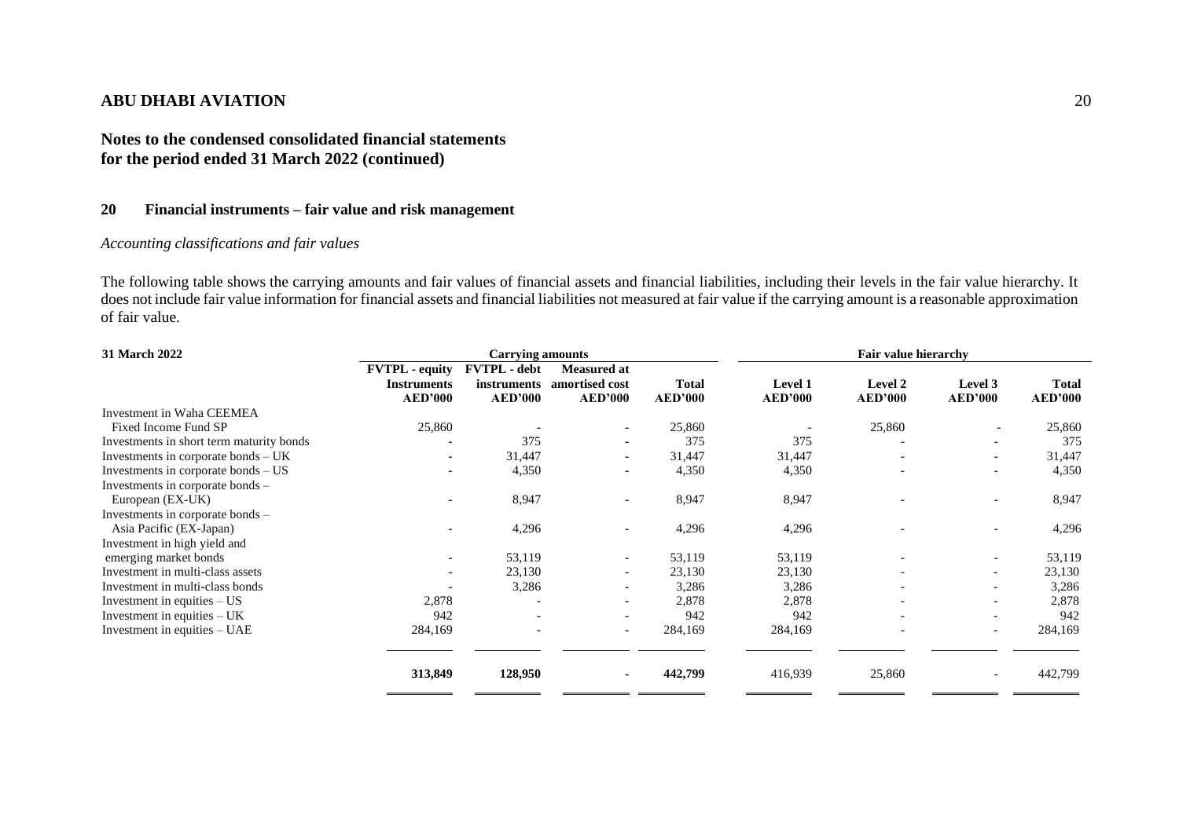## ABU DHABI AVIATION

## Notes to the condensed consolidated financial statements for the period ended 31 March 2022 (continued)

### 20 Financial instruments – fair value and risk management

*Accounting classifications and fair values*

The following table shows the carrying amounts and fair values of financial assets and financial liabilities, including their levels in the fair value hierarchy. It does not include fair value information for financial assets and financial liabilities not measured at fair value if the carrying amount is a reasonable approximation of fair value.

| **31 March 2022** | **Carrying amounts** | | | | **Fair value hierarchy** | | | |
|---|---|---|---|---|---|---|---|---|
| | **FVTPL - equity Instruments AED'000** | **FVTPL - debt instruments AED'000** | **Measured at amortised cost AED'000** | **Total AED'000** | **Level 1 AED'000** | **Level 2 AED'000** | **Level 3 AED'000** | **Total AED'000** |
| Investment in Waha CEEMEA Fixed Income Fund SP | 25,860 | - | - | 25,860 | - | 25,860 | - | 25,860 |
| Investments in short term maturity bonds | - | 375 | - | 375 | 375 | - | - | 375 |
| Investments in corporate bonds – UK | - | 31,447 | - | 31,447 | 31,447 | - | - | 31,447 |
| Investments in corporate bonds – US | - | 4,350 | - | 4,350 | 4,350 | - | - | 4,350 |
| Investments in corporate bonds – European (EX-UK) | - | 8,947 | - | 8,947 | 8,947 | - | - | 8,947 |
| Investments in corporate bonds – Asia Pacific (EX-Japan) | - | 4,296 | - | 4,296 | 4,296 | - | - | 4,296 |
| Investment in high yield and emerging market bonds | - | 53,119 | - | 53,119 | 53,119 | - | - | 53,119 |
| Investment in multi-class assets | - | 23,130 | - | 23,130 | 23,130 | - | - | 23,130 |
| Investment in multi-class bonds | - | 3,286 | - | 3,286 | 3,286 | - | - | 3,286 |
| Investment in equities – US | 2,878 | - | - | 2,878 | 2,878 | - | - | 2,878 |
| Investment in equities – UK | 942 | - | - | 942 | 942 | - | - | 942 |
| Investment in equities – UAE | 284,169 | - | - | 284,169 | 284,169 | - | - | 284,169 |
| | **313,849** | **128,950** | - | **442,799** | 416,939 | 25,860 | - | 442,799 |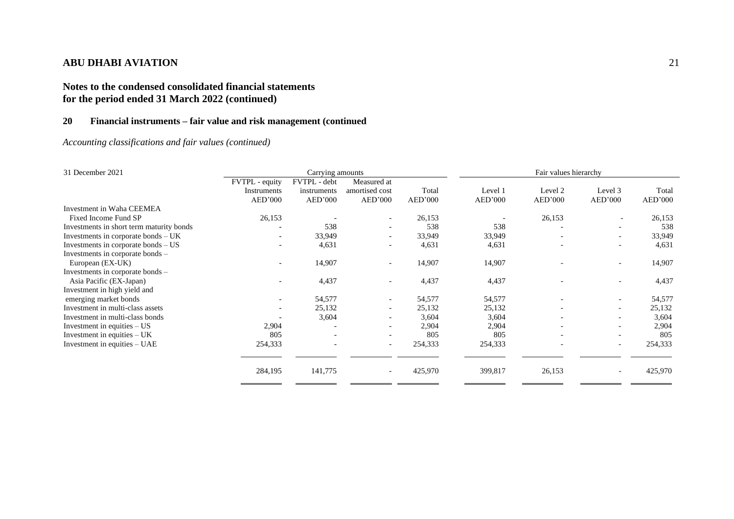## Notes to the condensed consolidated financial statements for the period ended 31 March 2022 (continued)

### 20 Financial instruments – fair value and risk management (continued

*Accounting classifications and fair values (continued)*

| 31 December 2021 | Carrying amounts | | | | Fair values hierarchy | | | |
|---|---|---|---|---|---|---|---|---|
| | FVTPL - equity Instruments AED'000 | FVTPL - debt instruments AED'000 | Measured at amortised cost AED'000 | Total AED'000 | Level 1 AED'000 | Level 2 AED'000 | Level 3 AED'000 | Total AED'000 |
| Investment in Waha CEEMEA Fixed Income Fund SP | 26,153 | - | - | 26,153 | - | 26,153 | - | 26,153 |
| Investments in short term maturity bonds | - | 538 | - | 538 | 538 | - | - | 538 |
| Investments in corporate bonds – UK | - | 33,949 | - | 33,949 | 33,949 | - | - | 33,949 |
| Investments in corporate bonds – US | - | 4,631 | - | 4,631 | 4,631 | - | - | 4,631 |
| Investments in corporate bonds – European (EX-UK) | - | 14,907 | - | 14,907 | 14,907 | - | - | 14,907 |
| Investments in corporate bonds – Asia Pacific (EX-Japan) | - | 4,437 | - | 4,437 | 4,437 | - | - | 4,437 |
| Investment in high yield and emerging market bonds | - | 54,577 | - | 54,577 | 54,577 | - | - | 54,577 |
| Investment in multi-class assets | - | 25,132 | - | 25,132 | 25,132 | - | - | 25,132 |
| Investment in multi-class bonds | - | 3,604 | - | 3,604 | 3,604 | - | - | 3,604 |
| Investment in equities – US | 2,904 | - | - | 2,904 | 2,904 | - | - | 2,904 |
| Investment in equities – UK | 805 | - | - | 805 | 805 | - | - | 805 |
| Investment in equities – UAE | 254,333 | - | - | 254,333 | 254,333 | - | - | 254,333 |
| | 284,195 | 141,775 | - | 425,970 | 399,817 | 26,153 | - | 425,970 |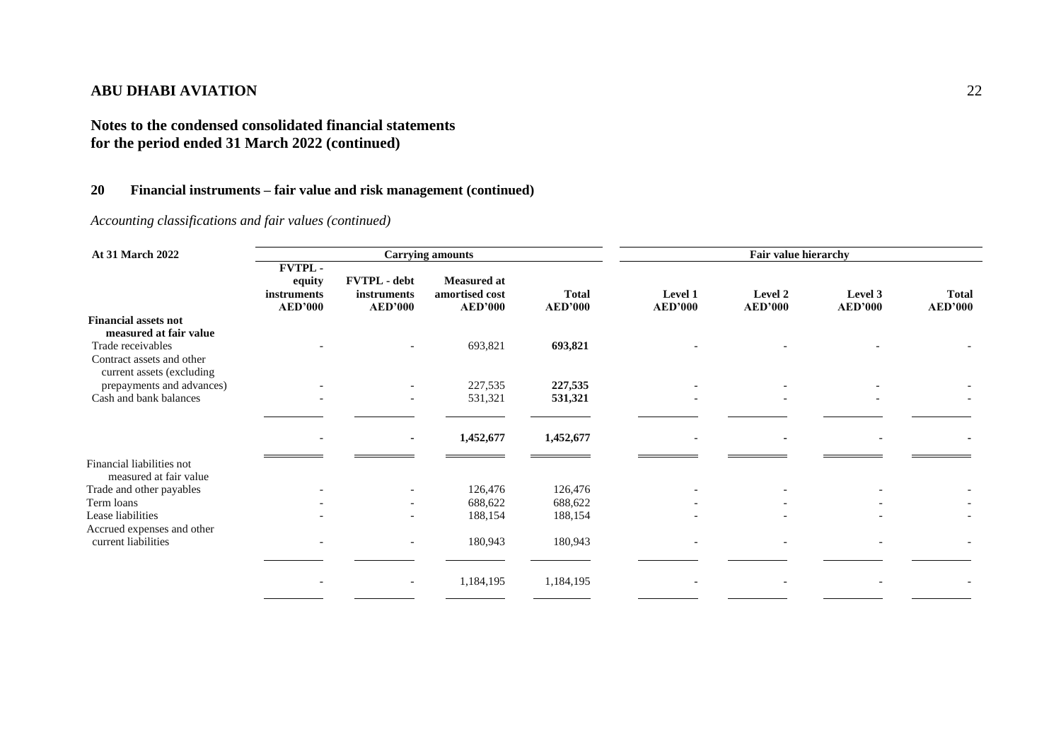**ABU DHABI AVIATION**

**Notes to the condensed consolidated financial statements for the period ended 31 March 2022 (continued)**

## 20 Financial instruments – fair value and risk management (continued)

*Accounting classifications and fair values (continued)*

| At 31 March 2022 | Carrying amounts | | | | Fair value hierarchy | | | |
|---|---|---|---|---|---|---|---|---|
| | FVTPL - equity instruments AED'000 | FVTPL - debt instruments AED'000 | Measured at amortised cost AED'000 | Total AED'000 | Level 1 AED'000 | Level 2 AED'000 | Level 3 AED'000 | Total AED'000 |
| **Financial assets not measured at fair value** | | | | | | | | |
| Trade receivables | - | - | 693,821 | **693,821** | - | - | - | - |
| Contract assets and other current assets (excluding prepayments and advances) | - | - | 227,535 | **227,535** | - | - | - | - |
| Cash and bank balances | - | - | 531,321 | **531,321** | - | - | - | - |
| | - | - | **1,452,677** | **1,452,677** | - | - | - | - |
| Financial liabilities not measured at fair value | | | | | | | | |
| Trade and other payables | - | - | 126,476 | 126,476 | - | - | - | - |
| Term loans | - | - | 688,622 | 688,622 | - | - | - | - |
| Lease liabilities | - | - | 188,154 | 188,154 | - | - | - | - |
| Accrued expenses and other current liabilities | - | - | 180,943 | 180,943 | - | - | - | - |
| | - | - | 1,184,195 | 1,184,195 | - | - | - | - |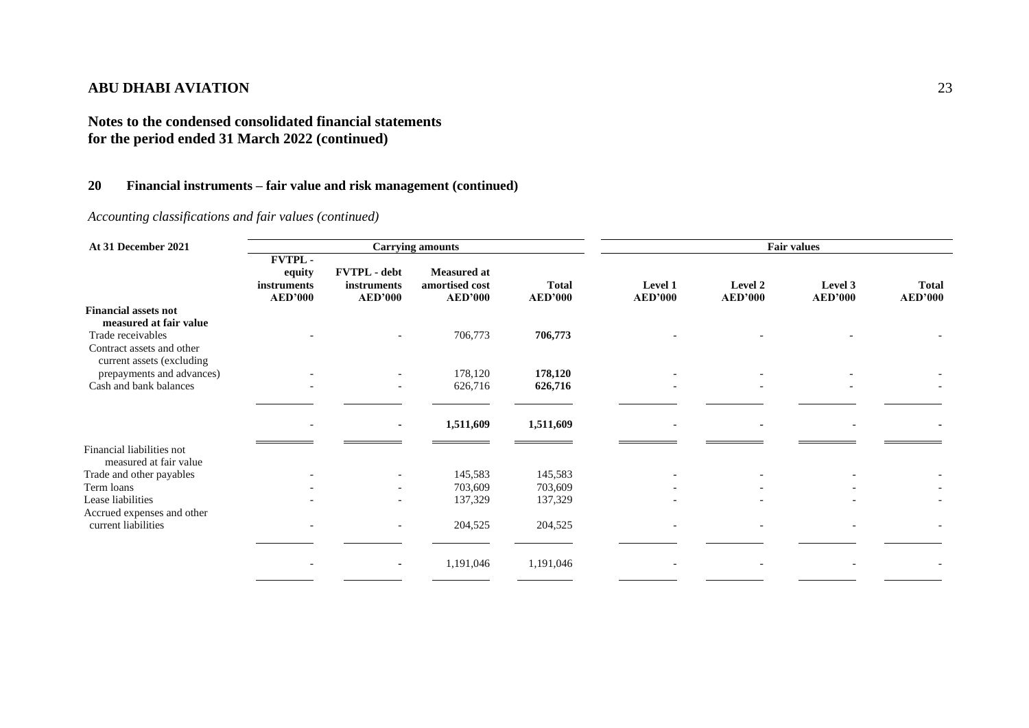## Notes to the condensed consolidated financial statements for the period ended 31 March 2022 (continued)

### 20 Financial instruments – fair value and risk management (continued)

*Accounting classifications and fair values (continued)*

| At 31 December 2021 | Carrying amounts | | | | Fair values | | | |
|---|---|---|---|---|---|---|---|---|
| | FVTPL - equity instruments AED'000 | FVTPL - debt instruments AED'000 | Measured at amortised cost AED'000 | Total AED'000 | Level 1 AED'000 | Level 2 AED'000 | Level 3 AED'000 | Total AED'000 |
| **Financial assets not measured at fair value** | | | | | | | | |
| Trade receivables | - | - | 706,773 | **706,773** | - | - | - | - |
| Contract assets and other current assets (excluding prepayments and advances) | - | - | 178,120 | **178,120** | - | - | - | - |
| Cash and bank balances | - | - | 626,716 | **626,716** | - | - | - | - |
| | - | - | **1,511,609** | **1,511,609** | - | - | - | - |
| Financial liabilities not measured at fair value | | | | | | | | |
| Trade and other payables | - | - | 145,583 | 145,583 | - | - | - | - |
| Term loans | - | - | 703,609 | 703,609 | - | - | - | - |
| Lease liabilities | - | - | 137,329 | 137,329 | - | - | - | - |
| Accrued expenses and other current liabilities | - | - | 204,525 | 204,525 | - | - | - | - |
| | - | - | 1,191,046 | 1,191,046 | - | - | - | - |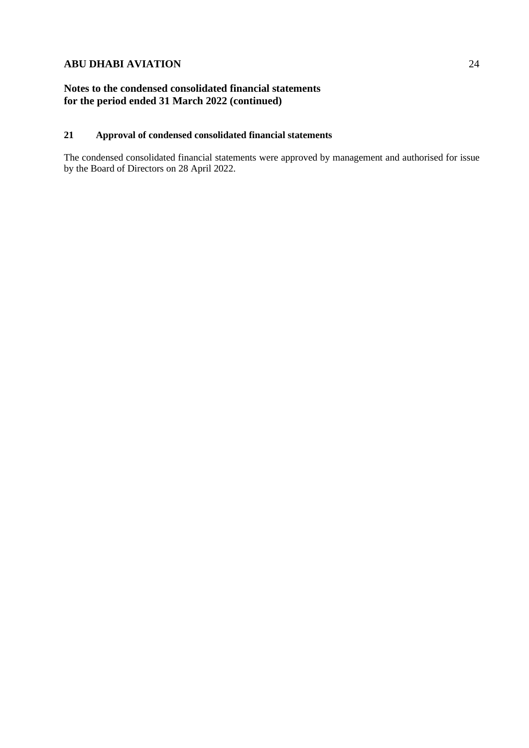## 21 Approval of condensed consolidated financial statements

The condensed consolidated financial statements were approved by management and authorised for issue by the Board of Directors on 28 April 2022.